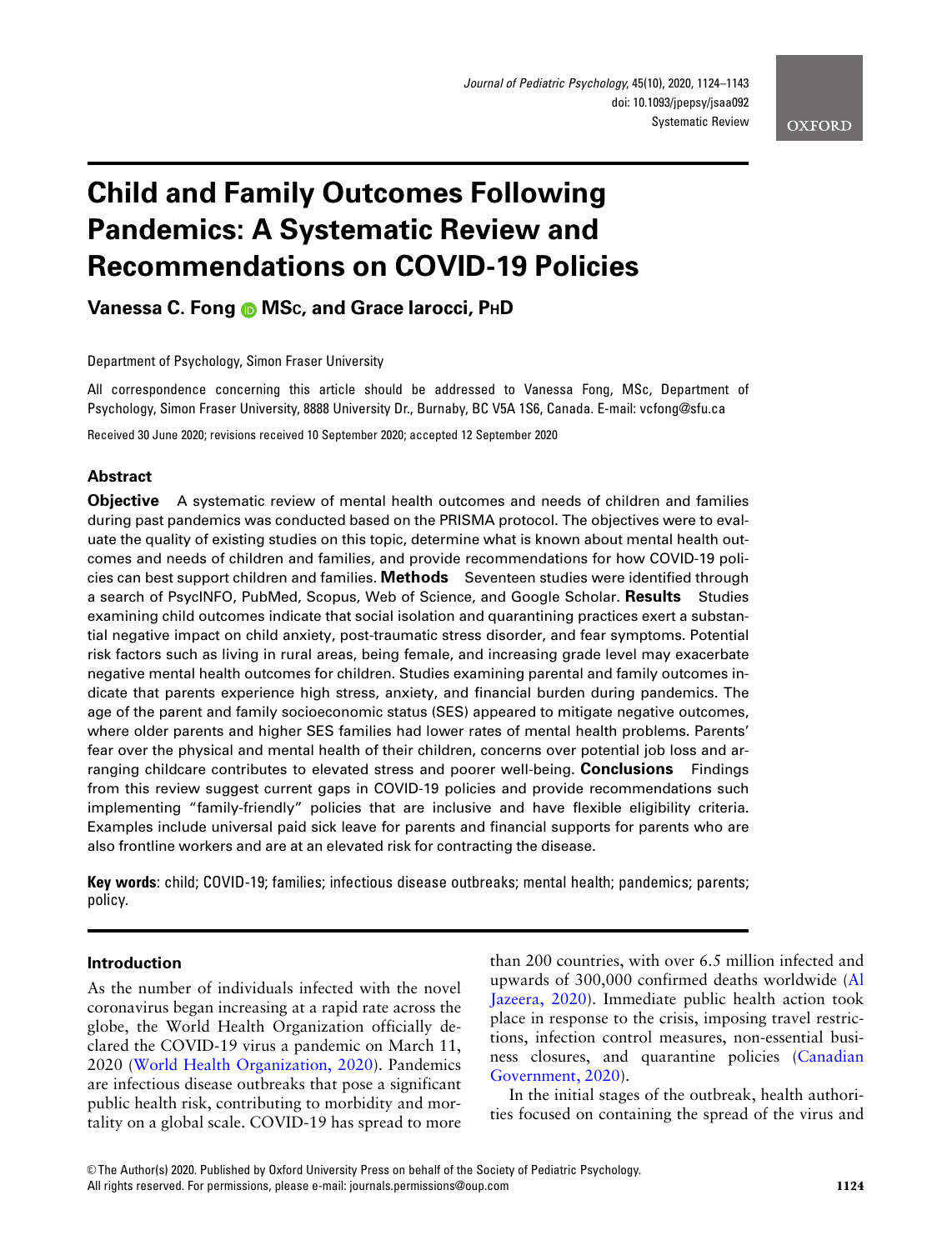# Child and Family Outcomes Following Pandemics: A Systematic Review and Recommendations on COVID-19 Policies

**Vanessa C. Fong MSc, and Grace Iarocci, PhD**

Department of Psychology, Simon Fraser University

All correspondence concerning this article should be addressed to Vanessa Fong, MSc, Department of Psychology, Simon Fraser University, 8888 University Dr., Burnaby, BC V5A 1S6, Canada. E-mail: vcfong@sfu.ca

Received 30 June 2020; revisions received 10 September 2020; accepted 12 September 2020

## Abstract

**Objective** A systematic review of mental health outcomes and needs of children and families during past pandemics was conducted based on the PRISMA protocol. The objectives were to evaluate the quality of existing studies on this topic, determine what is known about mental health outcomes and needs of children and families, and provide recommendations for how COVID-19 policies can best support children and families. **Methods** Seventeen studies were identified through a search of PsycINFO, PubMed, Scopus, Web of Science, and Google Scholar. **Results** Studies examining child outcomes indicate that social isolation and quarantining practices exert a substantial negative impact on child anxiety, post-traumatic stress disorder, and fear symptoms. Potential risk factors such as living in rural areas, being female, and increasing grade level may exacerbate negative mental health outcomes for children. Studies examining parental and family outcomes indicate that parents experience high stress, anxiety, and financial burden during pandemics. The age of the parent and family socioeconomic status (SES) appeared to mitigate negative outcomes, where older parents and higher SES families had lower rates of mental health problems. Parents' fear over the physical and mental health of their children, concerns over potential job loss and arranging childcare contributes to elevated stress and poorer well-being. **Conclusions** Findings from this review suggest current gaps in COVID-19 policies and provide recommendations such implementing "family-friendly" policies that are inclusive and have flexible eligibility criteria. Examples include universal paid sick leave for parents and financial supports for parents who are also frontline workers and are at an elevated risk for contracting the disease.

**Key words**: child; COVID-19; families; infectious disease outbreaks; mental health; pandemics; parents; policy.

## Introduction

As the number of individuals infected with the novel coronavirus began increasing at a rapid rate across the globe, the World Health Organization officially declared the COVID-19 virus a pandemic on March 11, 2020 (World Health Organization, 2020). Pandemics are infectious disease outbreaks that pose a significant public health risk, contributing to morbidity and mortality on a global scale. COVID-19 has spread to more than 200 countries, with over 6.5 million infected and upwards of 300,000 confirmed deaths worldwide (Al Jazeera, 2020). Immediate public health action took place in response to the crisis, imposing travel restrictions, infection control measures, non-essential business closures, and quarantine policies (Canadian Government, 2020).

In the initial stages of the outbreak, health authorities focused on containing the spread of the virus and

© The Author(s) 2020. Published by Oxford University Press on behalf of the Society of Pediatric Psychology. All rights reserved. For permissions, please e-mail: journals.permissions@oup.com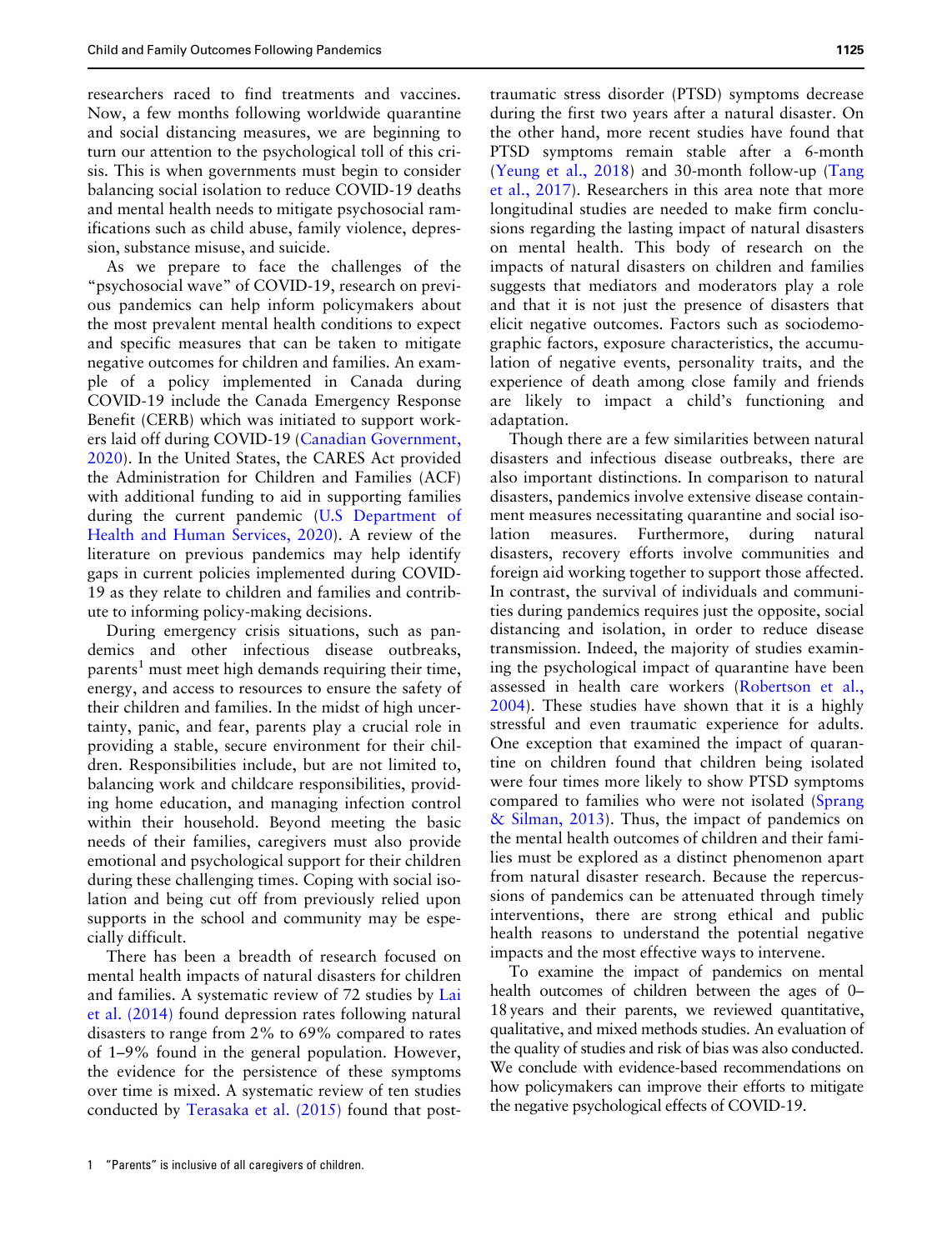researchers raced to find treatments and vaccines. Now, a few months following worldwide quarantine and social distancing measures, we are beginning to turn our attention to the psychological toll of this crisis. This is when governments must begin to consider balancing social isolation to reduce COVID-19 deaths and mental health needs to mitigate psychosocial ramifications such as child abuse, family violence, depression, substance misuse, and suicide.

As we prepare to face the challenges of the "psychosocial wave" of COVID-19, research on previous pandemics can help inform policymakers about the most prevalent mental health conditions to expect and specific measures that can be taken to mitigate negative outcomes for children and families. An example of a policy implemented in Canada during COVID-19 include the Canada Emergency Response Benefit (CERB) which was initiated to support workers laid off during COVID-19 (Canadian Government, 2020). In the United States, the CARES Act provided the Administration for Children and Families (ACF) with additional funding to aid in supporting families during the current pandemic (U.S Department of Health and Human Services, 2020). A review of the literature on previous pandemics may help identify gaps in current policies implemented during COVID-19 as they relate to children and families and contribute to informing policy-making decisions.

During emergency crisis situations, such as pandemics and other infectious disease outbreaks, parents[1] must meet high demands requiring their time, energy, and access to resources to ensure the safety of their children and families. In the midst of high uncertainty, panic, and fear, parents play a crucial role in providing a stable, secure environment for their children. Responsibilities include, but are not limited to, balancing work and childcare responsibilities, providing home education, and managing infection control within their household. Beyond meeting the basic needs of their families, caregivers must also provide emotional and psychological support for their children during these challenging times. Coping with social isolation and being cut off from previously relied upon supports in the school and community may be especially difficult.

There has been a breadth of research focused on mental health impacts of natural disasters for children and families. A systematic review of 72 studies by Lai et al. (2014) found depression rates following natural disasters to range from 2% to 69% compared to rates of 1–9% found in the general population. However, the evidence for the persistence of these symptoms over time is mixed. A systematic review of ten studies conducted by Terasaka et al. (2015) found that post-traumatic stress disorder (PTSD) symptoms decrease during the first two years after a natural disaster. On the other hand, more recent studies have found that PTSD symptoms remain stable after a 6-month (Yeung et al., 2018) and 30-month follow-up (Tang et al., 2017). Researchers in this area note that more longitudinal studies are needed to make firm conclusions regarding the lasting impact of natural disasters on mental health. This body of research on the impacts of natural disasters on children and families suggests that mediators and moderators play a role and that it is not just the presence of disasters that elicit negative outcomes. Factors such as sociodemographic factors, exposure characteristics, the accumulation of negative events, personality traits, and the experience of death among close family and friends are likely to impact a child's functioning and adaptation.

Though there are a few similarities between natural disasters and infectious disease outbreaks, there are also important distinctions. In comparison to natural disasters, pandemics involve extensive disease containment measures necessitating quarantine and social isolation measures. Furthermore, during natural disasters, recovery efforts involve communities and foreign aid working together to support those affected. In contrast, the survival of individuals and communities during pandemics requires just the opposite, social distancing and isolation, in order to reduce disease transmission. Indeed, the majority of studies examining the psychological impact of quarantine have been assessed in health care workers (Robertson et al., 2004). These studies have shown that it is a highly stressful and even traumatic experience for adults. One exception that examined the impact of quarantine on children found that children being isolated were four times more likely to show PTSD symptoms compared to families who were not isolated (Sprang & Silman, 2013). Thus, the impact of pandemics on the mental health outcomes of children and their families must be explored as a distinct phenomenon apart from natural disaster research. Because the repercussions of pandemics can be attenuated through timely interventions, there are strong ethical and public health reasons to understand the potential negative impacts and the most effective ways to intervene.

To examine the impact of pandemics on mental health outcomes of children between the ages of 0–18 years and their parents, we reviewed quantitative, qualitative, and mixed methods studies. An evaluation of the quality of studies and risk of bias was also conducted. We conclude with evidence-based recommendations on how policymakers can improve their efforts to mitigate the negative psychological effects of COVID-19.

[1] "Parents" is inclusive of all caregivers of children.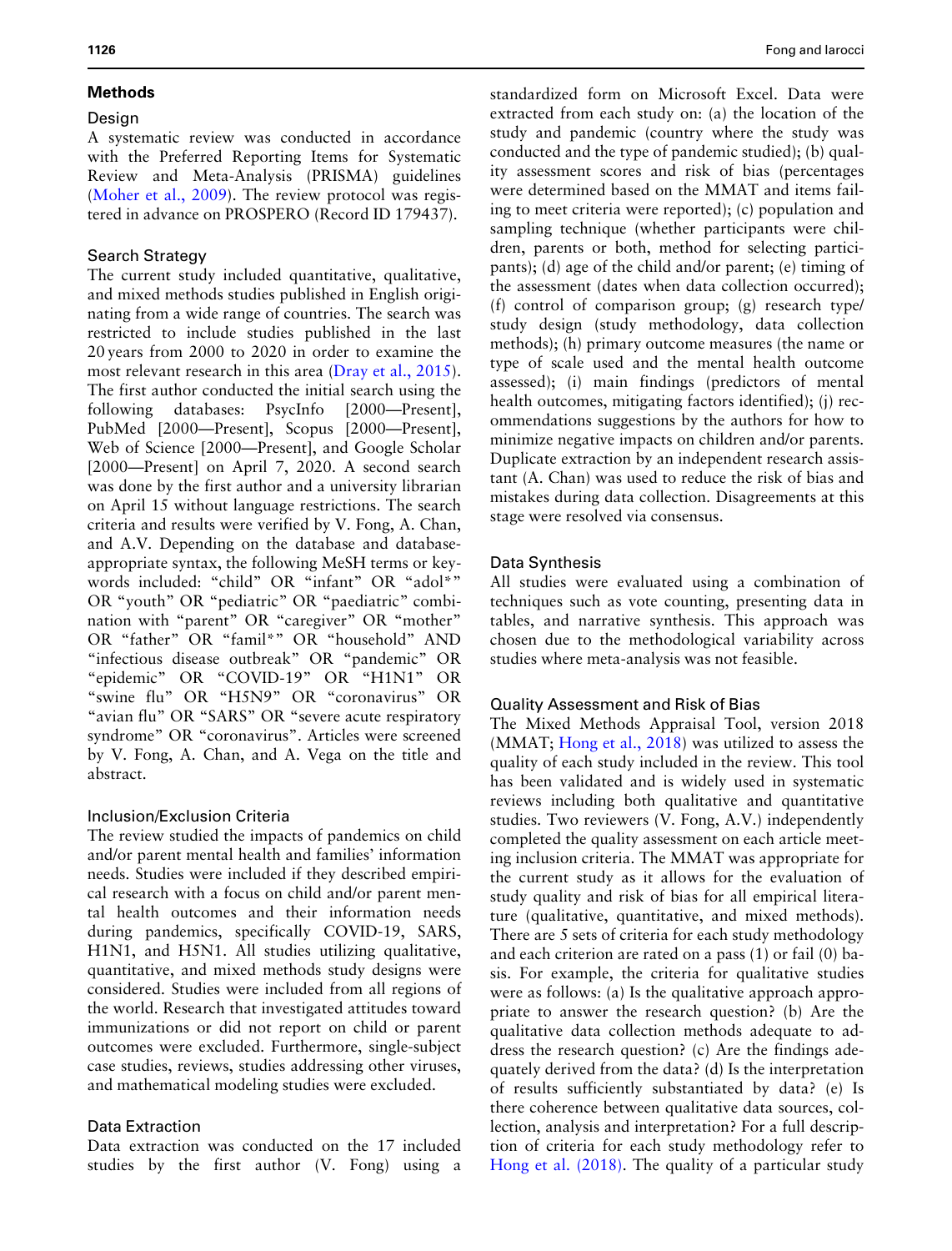## Methods

### Design

A systematic review was conducted in accordance with the Preferred Reporting Items for Systematic Review and Meta-Analysis (PRISMA) guidelines (Moher et al., 2009). The review protocol was registered in advance on PROSPERO (Record ID 179437).

### Search Strategy

The current study included quantitative, qualitative, and mixed methods studies published in English originating from a wide range of countries. The search was restricted to include studies published in the last 20 years from 2000 to 2020 in order to examine the most relevant research in this area (Dray et al., 2015). The first author conducted the initial search using the following databases: PsycInfo [2000—Present], PubMed [2000—Present], Scopus [2000—Present], Web of Science [2000—Present], and Google Scholar [2000—Present] on April 7, 2020. A second search was done by the first author and a university librarian on April 15 without language restrictions. The search criteria and results were verified by V. Fong, A. Chan, and A.V. Depending on the database and database-appropriate syntax, the following MeSH terms or keywords included: "child" OR "infant" OR "adol*" OR "youth" OR "pediatric" OR "paediatric" combination with "parent" OR "caregiver" OR "mother" OR "father" OR "famil*" OR "household" AND "infectious disease outbreak" OR "pandemic" OR "epidemic" OR "COVID-19" OR "H1N1" OR "swine flu" OR "H5N9" OR "coronavirus" OR "avian flu" OR "SARS" OR "severe acute respiratory syndrome" OR "coronavirus". Articles were screened by V. Fong, A. Chan, and A. Vega on the title and abstract.

### Inclusion/Exclusion Criteria

The review studied the impacts of pandemics on child and/or parent mental health and families' information needs. Studies were included if they described empirical research with a focus on child and/or parent mental health outcomes and their information needs during pandemics, specifically COVID-19, SARS, H1N1, and H5N1. All studies utilizing qualitative, quantitative, and mixed methods study designs were considered. Studies were included from all regions of the world. Research that investigated attitudes toward immunizations or did not report on child or parent outcomes were excluded. Furthermore, single-subject case studies, reviews, studies addressing other viruses, and mathematical modeling studies were excluded.

### Data Extraction

Data extraction was conducted on the 17 included studies by the first author (V. Fong) using a standardized form on Microsoft Excel. Data were extracted from each study on: (a) the location of the study and pandemic (country where the study was conducted and the type of pandemic studied); (b) quality assessment scores and risk of bias (percentages were determined based on the MMAT and items failing to meet criteria were reported); (c) population and sampling technique (whether participants were children, parents or both, method for selecting participants); (d) age of the child and/or parent; (e) timing of the assessment (dates when data collection occurred); (f) control of comparison group; (g) research type/study design (study methodology, data collection methods); (h) primary outcome measures (the name or type of scale used and the mental health outcome assessed); (i) main findings (predictors of mental health outcomes, mitigating factors identified); (j) recommendations suggestions by the authors for how to minimize negative impacts on children and/or parents. Duplicate extraction by an independent research assistant (A. Chan) was used to reduce the risk of bias and mistakes during data collection. Disagreements at this stage were resolved via consensus.

### Data Synthesis

All studies were evaluated using a combination of techniques such as vote counting, presenting data in tables, and narrative synthesis. This approach was chosen due to the methodological variability across studies where meta-analysis was not feasible.

### Quality Assessment and Risk of Bias

The Mixed Methods Appraisal Tool, version 2018 (MMAT; Hong et al., 2018) was utilized to assess the quality of each study included in the review. This tool has been validated and is widely used in systematic reviews including both qualitative and quantitative studies. Two reviewers (V. Fong, A.V.) independently completed the quality assessment on each article meeting inclusion criteria. The MMAT was appropriate for the current study as it allows for the evaluation of study quality and risk of bias for all empirical literature (qualitative, quantitative, and mixed methods). There are 5 sets of criteria for each study methodology and each criterion are rated on a pass (1) or fail (0) basis. For example, the criteria for qualitative studies were as follows: (a) Is the qualitative approach appropriate to answer the research question? (b) Are the qualitative data collection methods adequate to address the research question? (c) Are the findings adequately derived from the data? (d) Is the interpretation of results sufficiently substantiated by data? (e) Is there coherence between qualitative data sources, collection, analysis and interpretation? For a full description of criteria for each study methodology refer to Hong et al. (2018). The quality of a particular study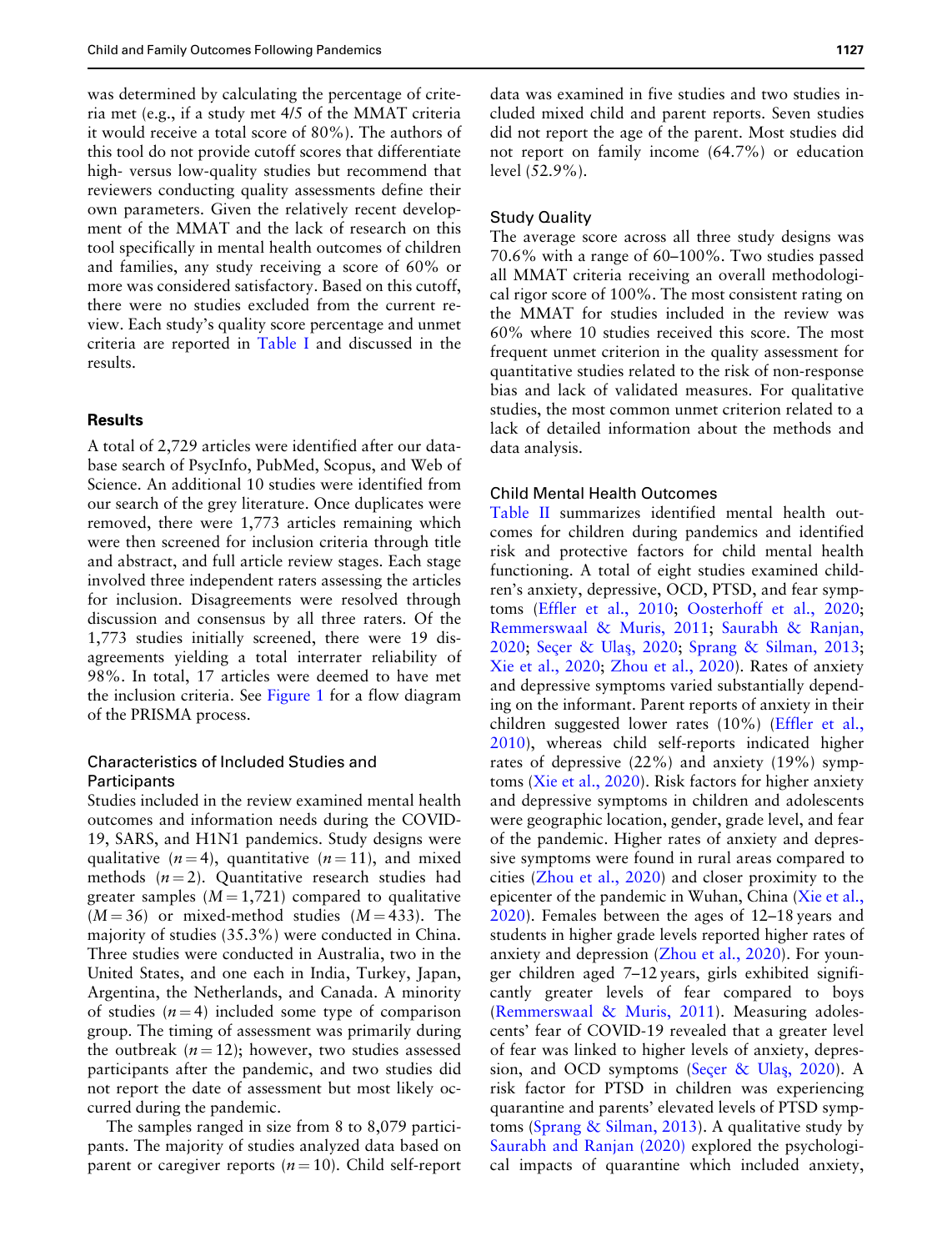was determined by calculating the percentage of criteria met (e.g., if a study met 4/5 of the MMAT criteria it would receive a total score of 80%). The authors of this tool do not provide cutoff scores that differentiate high- versus low-quality studies but recommend that reviewers conducting quality assessments define their own parameters. Given the relatively recent development of the MMAT and the lack of research on this tool specifically in mental health outcomes of children and families, any study receiving a score of 60% or more was considered satisfactory. Based on this cutoff, there were no studies excluded from the current review. Each study's quality score percentage and unmet criteria are reported in Table I and discussed in the results.

## Results

A total of 2,729 articles were identified after our database search of PsycInfo, PubMed, Scopus, and Web of Science. An additional 10 studies were identified from our search of the grey literature. Once duplicates were removed, there were 1,773 articles remaining which were then screened for inclusion criteria through title and abstract, and full article review stages. Each stage involved three independent raters assessing the articles for inclusion. Disagreements were resolved through discussion and consensus by all three raters. Of the 1,773 studies initially screened, there were 19 disagreements yielding a total interrater reliability of 98%. In total, 17 articles were deemed to have met the inclusion criteria. See Figure 1 for a flow diagram of the PRISMA process.

### Characteristics of Included Studies and Participants

Studies included in the review examined mental health outcomes and information needs during the COVID-19, SARS, and H1N1 pandemics. Study designs were qualitative ($n = 4$), quantitative ($n = 11$), and mixed methods ($n = 2$). Quantitative research studies had greater samples ($M = 1{,}721$) compared to qualitative ($M = 36$) or mixed-method studies ($M = 433$). The majority of studies (35.3%) were conducted in China. Three studies were conducted in Australia, two in the United States, and one each in India, Turkey, Japan, Argentina, the Netherlands, and Canada. A minority of studies ($n = 4$) included some type of comparison group. The timing of assessment was primarily during the outbreak ($n = 12$); however, two studies assessed participants after the pandemic, and two studies did not report the date of assessment but most likely occurred during the pandemic.

The samples ranged in size from 8 to 8,079 participants. The majority of studies analyzed data based on parent or caregiver reports ($n = 10$). Child self-report data was examined in five studies and two studies included mixed child and parent reports. Seven studies did not report the age of the parent. Most studies did not report on family income (64.7%) or education level (52.9%).

### Study Quality

The average score across all three study designs was 70.6% with a range of 60–100%. Two studies passed all MMAT criteria receiving an overall methodological rigor score of 100%. The most consistent rating on the MMAT for studies included in the review was 60% where 10 studies received this score. The most frequent unmet criterion in the quality assessment for quantitative studies related to the risk of non-response bias and lack of validated measures. For qualitative studies, the most common unmet criterion related to a lack of detailed information about the methods and data analysis.

### Child Mental Health Outcomes

Table II summarizes identified mental health outcomes for children during pandemics and identified risk and protective factors for child mental health functioning. A total of eight studies examined children's anxiety, depressive, OCD, PTSD, and fear symptoms (Effler et al., 2010; Oosterhoff et al., 2020; Remmerswaal & Muris, 2011; Saurabh & Ranjan, 2020; Seçer & Ulaş, 2020; Sprang & Silman, 2013; Xie et al., 2020; Zhou et al., 2020). Rates of anxiety and depressive symptoms varied substantially depending on the informant. Parent reports of anxiety in their children suggested lower rates (10%) (Effler et al., 2010), whereas child self-reports indicated higher rates of depressive (22%) and anxiety (19%) symptoms (Xie et al., 2020). Risk factors for higher anxiety and depressive symptoms in children and adolescents were geographic location, gender, grade level, and fear of the pandemic. Higher rates of anxiety and depressive symptoms were found in rural areas compared to cities (Zhou et al., 2020) and closer proximity to the epicenter of the pandemic in Wuhan, China (Xie et al., 2020). Females between the ages of 12–18 years and students in higher grade levels reported higher rates of anxiety and depression (Zhou et al., 2020). For younger children aged 7–12 years, girls exhibited significantly greater levels of fear compared to boys (Remmerswaal & Muris, 2011). Measuring adolescents' fear of COVID-19 revealed that a greater level of fear was linked to higher levels of anxiety, depression, and OCD symptoms (Seçer & Ulaş, 2020). A risk factor for PTSD in children was experiencing quarantine and parents' elevated levels of PTSD symptoms (Sprang & Silman, 2013). A qualitative study by Saurabh and Ranjan (2020) explored the psychological impacts of quarantine which included anxiety,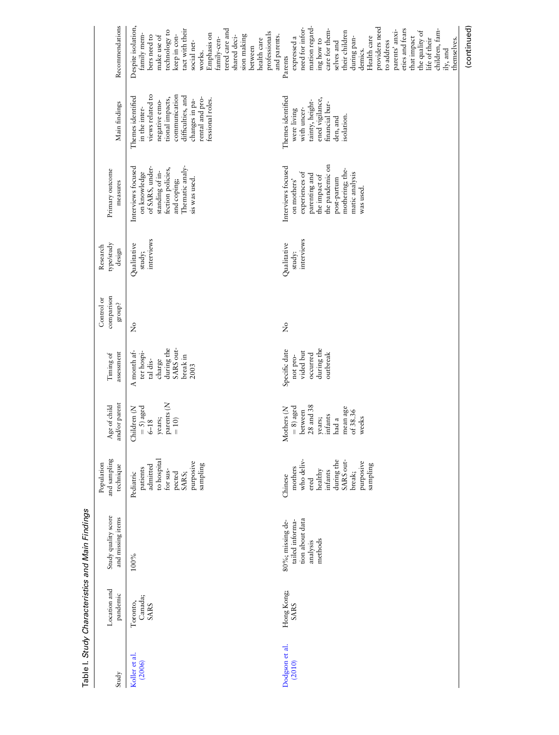Table I. *Study Characteristics and Main Findings*

| Study | Location and pandemic | Study quality score and missing items | Population and sampling technique | Age of child and/or parent | Timing of assessment | Control or comparison group? | Research type/study design | Primary outcome measures | Main findings | Recommendations |
|---|---|---|---|---|---|---|---|---|---|---|
| Koller et al. (2006) | Toronto, Canada; SARS | 100% | Pediatric patients admitted to hospital for suspected SARS; purposive sampling | Children (N = 5) aged 6–18 years; parents (N = 10) | A month after hospital discharge during the SARS outbreak in 2003 | No | Qualitative study; interviews | Interviews focused on knowledge of SARS, understanding of infection policies, and coping; Thematic analysis was used. | Themes identified in the interviews related to negative emotional impacts, communication difficulties, and changes in parental and professional roles. | Despite isolation, family members need to make use of technology to keep in contact with their social networks. Emphasis on family-centered care and shared decision making between health care professionals and parents. |
| Dodgson et al. (2010) | Hong Kong; SARS | 80%; missing detailed information about data analysis methods | Chinese mothers who delivered healthy infants during the SARS outbreak; purposive sampling | Mothers (N = 8) aged between 28 and 38 years; infants had a mean age of 38.36 weeks | Specific date not provided but occurred during the outbreak | No | Qualitative study: interviews | Interviews focused on mothers' experiences of parenting and the impact of the pandemic on post-partum mothering; thematic analysis was used. | Themes identified were living with uncertainty, heightened vigilance, financial burden, and isolation. | Parents expressed a need for information regarding how to care for themselves and their children during pandemics. Health care providers need to address parents' anxieties and fears that impact the quality of life of their children, family, and themselves. |

(continued)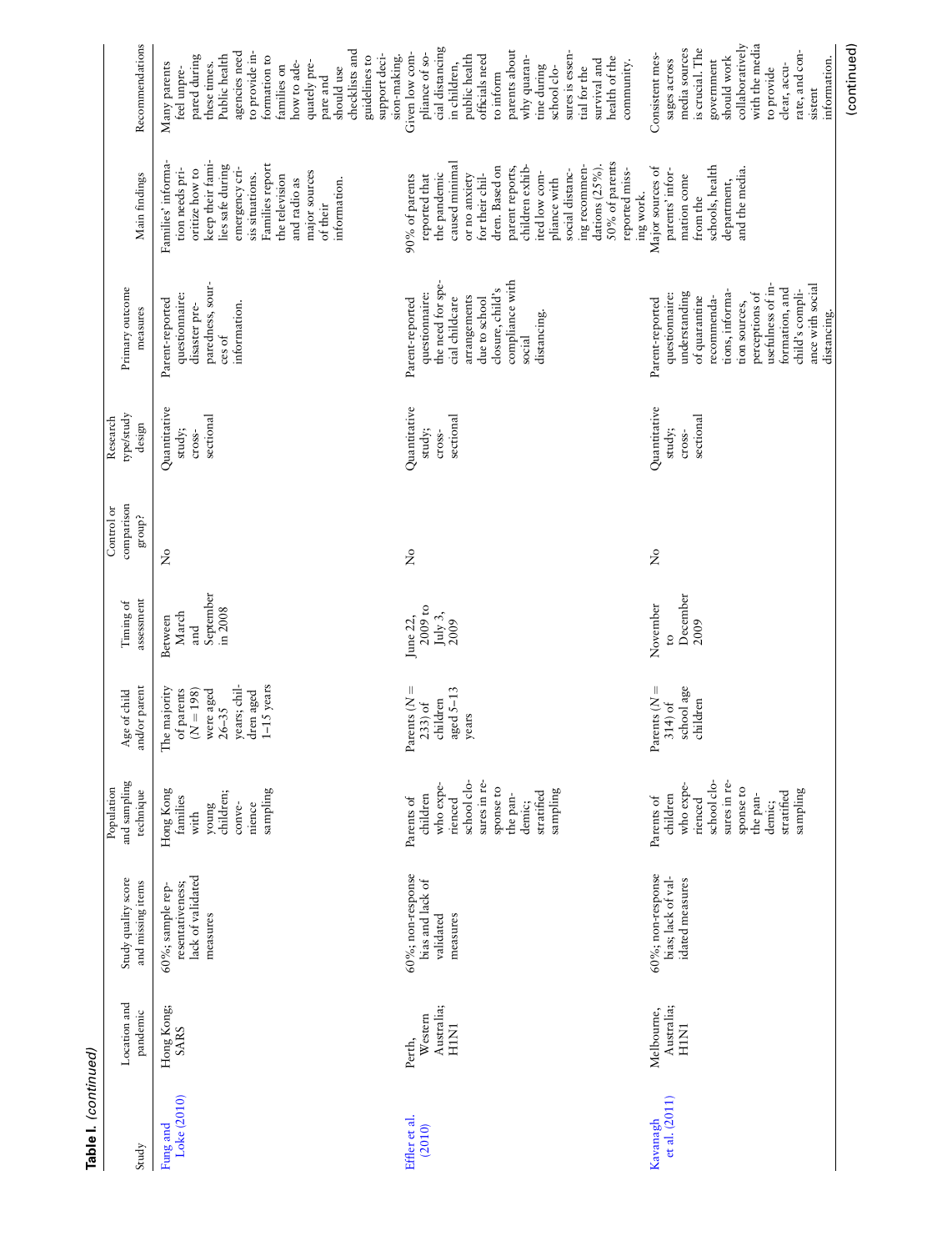**Table I.** *(continued)*

| Study | Location and pandemic | Study quality score and missing items | Population and sampling technique | Age of child and/or parent | Timing of assessment | Control or comparison group? | Research type/study design | Primary outcome measures | Main findings | Recommendations |
|---|---|---|---|---|---|---|---|---|---|---|
| Fung and Loke (2010) | Hong Kong; SARS | 60%; sample representativeness; lack of validated measures | Hong Kong families with young children; convenience sampling | The majority of parents (N = 198) were aged 26–35 years; children aged 1–15 years | Between March and September in 2008 | No | Quantitative study; cross-sectional | Parent-reported questionnaire: disaster preparedness, sources of information. | Families' information needs prioritize how to keep their families safe during emergency crisis situations. Families report the television and radio as major sources of their information. | Many parents feel unprepared during these times. Public health agencies need to provide information to families on how to adequately prepare and should use checklists and guidelines to support decision-making. |
| Effler et al. (2010) | Perth, Western Australia; H1N1 | 60%; non-response bias and lack of validated measures | Parents of children who experienced school closures in response to the pandemic; stratified sampling | Parents (N = 233) of children aged 5–13 years | June 22, 2009 to July 3, 2009 | No | Quantitative study; cross-sectional | Parent-reported questionnaire: the need for special childcare arrangements due to school closure, child's compliance with social distancing. | 90% of parents reported that the pandemic caused minimal or no anxiety for their children. Based on parent reports, children exhibited low compliance with social distancing recommendations (25%). 50% of parents reported missing work. | Given low compliance of social distancing in children, public health officials need to inform parents about why quarantine during school closures is essential for the survival and health of the community. |
| Kavanagh et al. (2011) | Melbourne, Australia; H1N1 | 60%; non-response bias; lack of validated measures | Parents of children who experienced school closures in response to the pandemic; stratified sampling | Parents (N = 314) of school age children | November to December 2009 | No | Quantitative study; cross-sectional | Parent-reported questionnaire: understanding of quarantine recommendations, information sources, perceptions of usefulness of information, and child's compliance with social distancing. | Major sources of parents' information come from the schools, health department, and the media. | Consistent messages across media sources is crucial. The government should work collaboratively with the media to provide clear, accurate, and consistent information. |

(continued)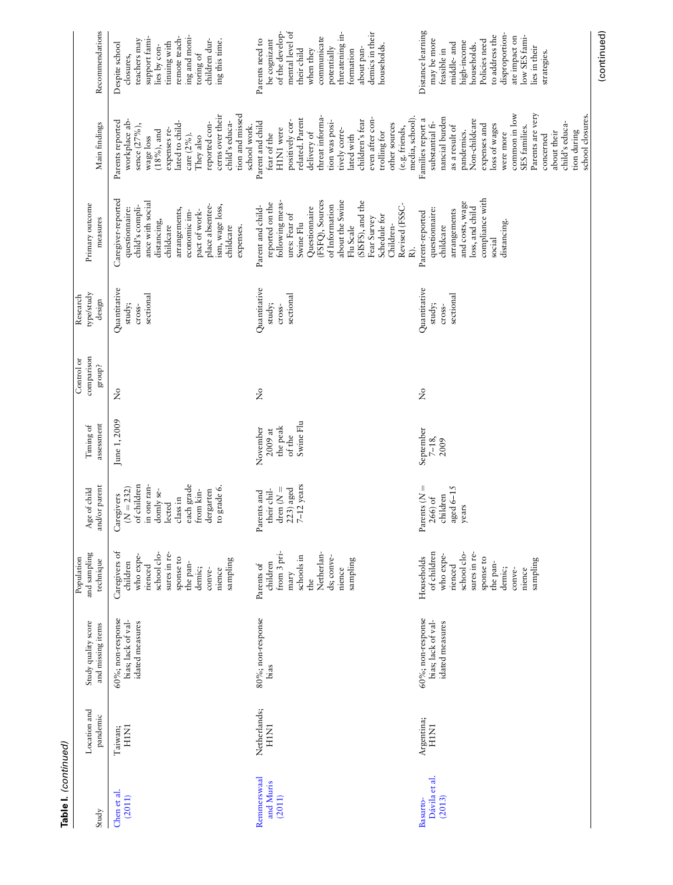**Table I.** *(continued)*

| Study | Location and pandemic | Study quality score and missing items | Population and sampling technique | Age of child and/or parent | Timing of assessment | Control or comparison group? | Research type/study design | Primary outcome measures | Main findings | Recommendations |
|---|---|---|---|---|---|---|---|---|---|---|
| Chen et al. (2011) | Taiwan; H1N1 | 60%; non-response bias; lack of validated measures | Caregivers of children who experienced school closures in response to the pandemic; convenience sampling | Caregivers (N = 232) of children in one randomly selected class in each grade from kindergarten to grade 6. | June 1, 2009 | No | Quantitative study; cross-sectional | Caregiver-reported questionnaire: child's compliance with social distancing, childcare arrangements, economic impact of workplace absenteeism, wage loss, childcare expenses. | Parents reported workplace absence (27%), wage loss (18%), and expenses related to childcare (2%). They also reported concerns over their child's education and missed school work. | Despite school closures, teachers may support families by continuing with remote teaching and monitoring of children during this time. |
| Remmerswaal and Muris (2011) | Netherlands; H1N1 | 80%; non-response bias | Parents of children from 3 primary schools in the Netherlands; convenience sampling | Parents and their children (N = 223) aged 7–12 years | November 2009 at the peak of the Swine Flu | No | Quantitative study; cross-sectional | Parent and child-reported on the following measures: Fear of Swine Flu Questionnaire (FSFQ), Sources of Information about the Swine Flu Scale (SISFS), and the Fear Survey Schedule for Children-Revised (FSSC-R). | Parent and child fear of the H1N1 were positively correlated. Parent delivery of threat information was positively correlated with children's fear even after controlling for other sources (e.g. friends, media, school). | Parents need to be cognizant of the developmental level of their child when they communicate potentially threatening information about pandemics in their households. |
| Basurto-Dávila et al. (2013) | Argentina; H1N1 | 60%; non-response bias; lack of validated measures | Households of children who experienced school closures in response to the pandemic; convenience sampling | Parents (N = 266) of children aged 6–15 years | September 7–18, 2009 | No | Quantitative study; cross-sectional | Parent-reported questionnaire: childcare arrangements and costs, wage loss, and child compliance with social distancing. | Families report a substantial financial burden as a result of pandemics. Non-childcare expenses and loss of wages were more common in low SES families. Parents are very concerned about their child's education during school closures. | Distance learning may be more feasible in middle- and high-income households. Policies need to address the disproportionate impact on low SES families in their strategies. |

(continued)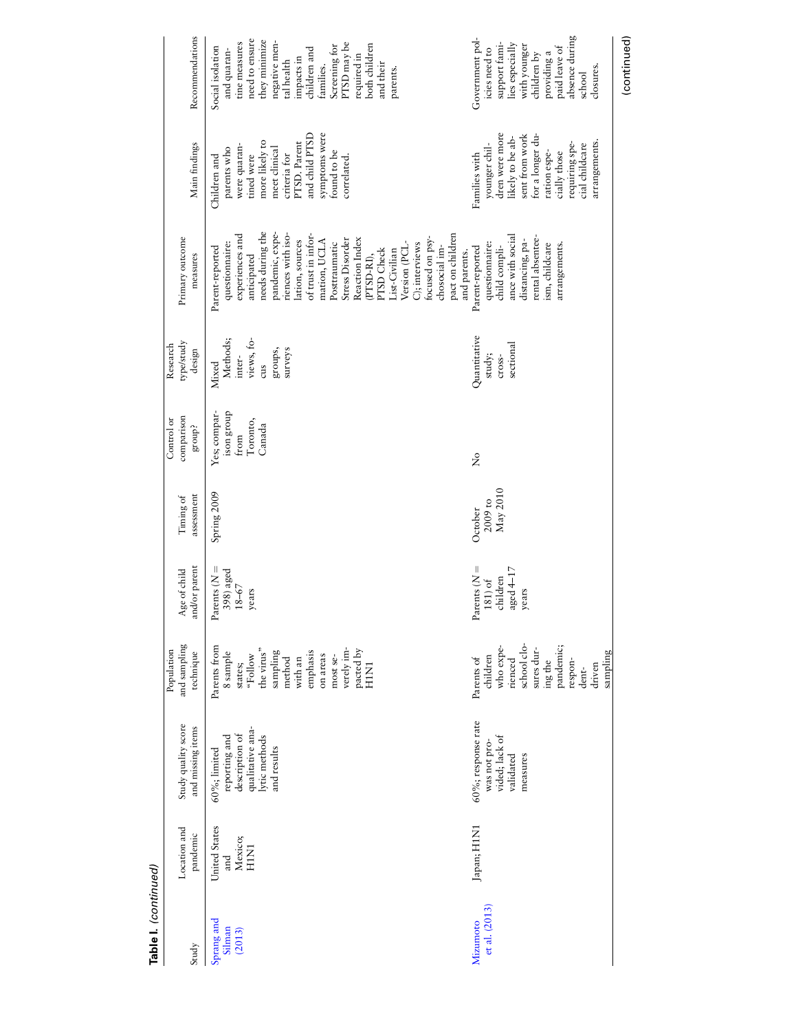**Table I.** *(continued)*

| Study | Location and pandemic | Study quality score and missing items | Population and sampling technique | Age of child and/or parent | Timing of assessment | Control or comparison group? | Research type/study design | Primary outcome measures | Main findings | Recommendations |
|---|---|---|---|---|---|---|---|---|---|---|
| Sprang and Silman (2013) | United States and Mexico; H1N1 | 60%; limited reporting and description of qualitative analytic methods and results | Parents from 8 sample states; "Follow the virus" sampling method with an emphasis on areas most severely impacted by H1N1 | Parents (N = 398) aged 18–67 years | Spring 2009 | Yes; comparison group from Toronto, Canada | Mixed Methods; interviews, focus groups, surveys | Parent-reported questionnaire: experiences and anticipated needs during the pandemic, experiences with isolation, sources of trust in information, UCLA Posttraumatic Stress Disorder Reaction Index (PTSD-RI), PTSD Check List-Civilian Version (PCL-C); interviews focused on psychosocial impact on children and parents. | Children and parents who were quarantined were more likely to meet clinical criteria for PTSD. Parent and child PTSD symptoms were found to be correlated. | Social isolation and quarantine measures need to ensure they minimize negative mental health impacts in children and families. Screening for PTSD may be required in both children and their parents. |
| Mizumoto et al. (2013) | Japan; H1N1 | 60%, response rate was not provided; lack of validated measures | Parents of children who experienced school closures during the pandemic; respondent-driven sampling | Parents (N = 181) of children aged 4–17 years | October 2009 to May 2010 | No | Quantitative study; cross-sectional | Parent-reported questionnaire; child compliance with social distancing, parental absenteeism, childcare arrangements. | Families with younger children were more likely to be absent from work for a longer duration especially those requiring special childcare arrangements. | Government policies need to support families especially with younger children by providing a paid leave of absence during school closures. |

(continued)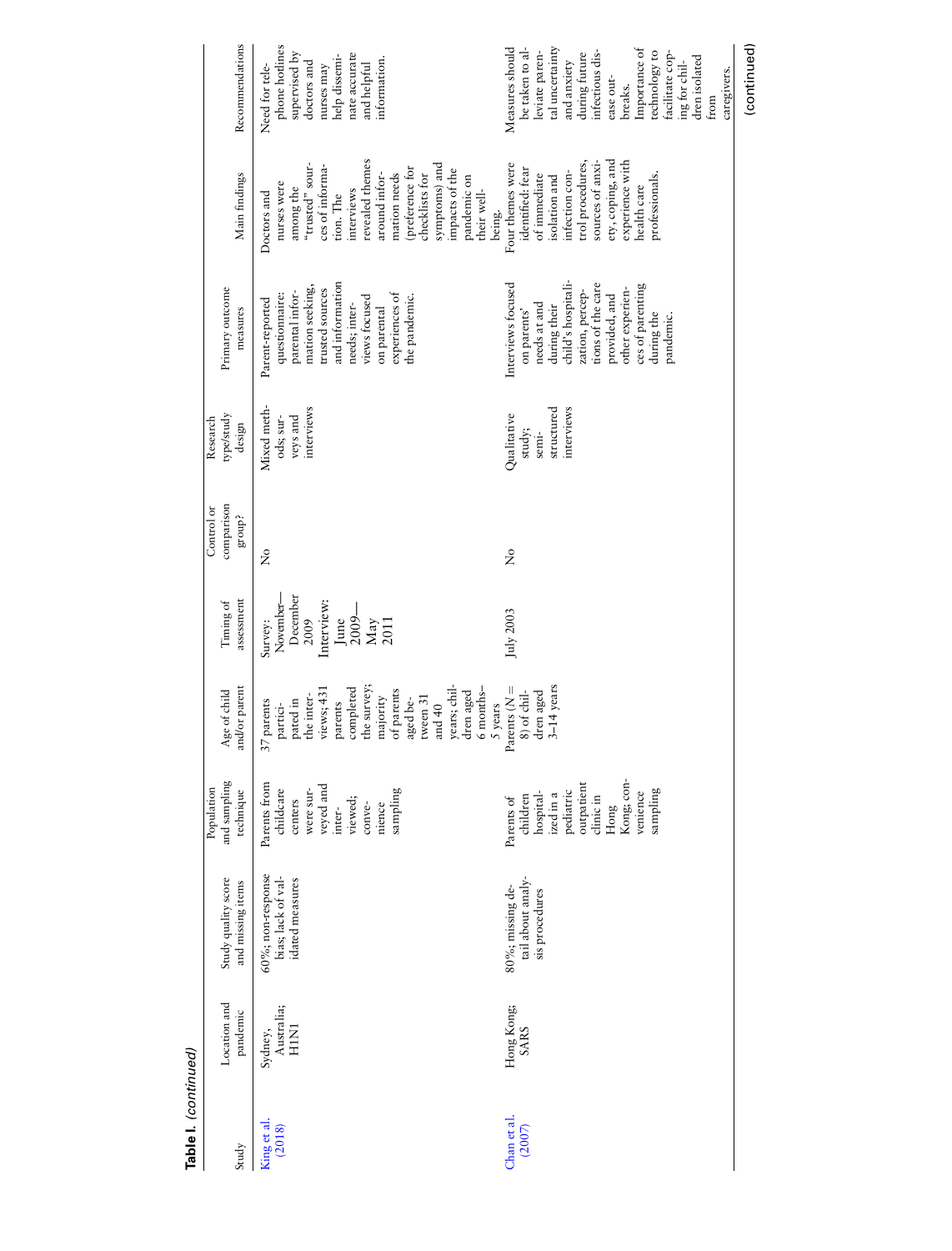**Table I.** *(continued)*

| Study | Location and pandemic | Study quality score and missing items | Population and sampling technique | Age of child and/or parent | Timing of assessment | Control or comparison group? | Research type/study design | Primary outcome measures | Main findings | Recommendations |
|---|---|---|---|---|---|---|---|---|---|---|
| King et al. (2018) | Sydney, Australia; H1N1 | 60%; non-response bias; lack of validated measures | Parents from childcare centers were surveyed and interviewed; convenience sampling | 37 parents participated in the interviews; 431 parents completed the survey; majority of parents aged between 31 and 40 years; children aged 6 months–5 years | Survey: November–December 2009 Interview: June 2009—May 2011 | No | Mixed methods; surveys and interviews | Parent-reported questionnaire: parental information seeking, trusted sources and information needs; interviews focused on parental experiences of the pandemic. | Doctors and nurses were among the "trusted" sources of information. The interviews revealed themes around information needs (preference for checklists for symptoms) and impacts of the pandemic on their well-being. | Need for telephone hotlines supervised by doctors and nurses may help disseminate accurate and helpful information. |
| Chan et al. (2007) | Hong Kong; SARS | 80%; missing detail about analysis procedures | Parents of children hospitalized in a pediatric outpatient clinic in Hong Kong; convenience sampling | Parents ($N$ = 8) of children aged 3–14 years | July 2003 | No | Qualitative study; semi-structured interviews | Interviews focused on parents' needs at and during their child's hospitalization, perceptions of the care provided, and other experiences of parenting during the pandemic. | Four themes were identified: fear of immediate isolation and infection control procedures, sources of anxiety, coping, and experience with health care professionals. | Measures should be taken to alleviate parental uncertainty and anxiety during future infectious disease outbreaks. Importance of technology to facilitate coping for children isolated from caregivers. |

(continued)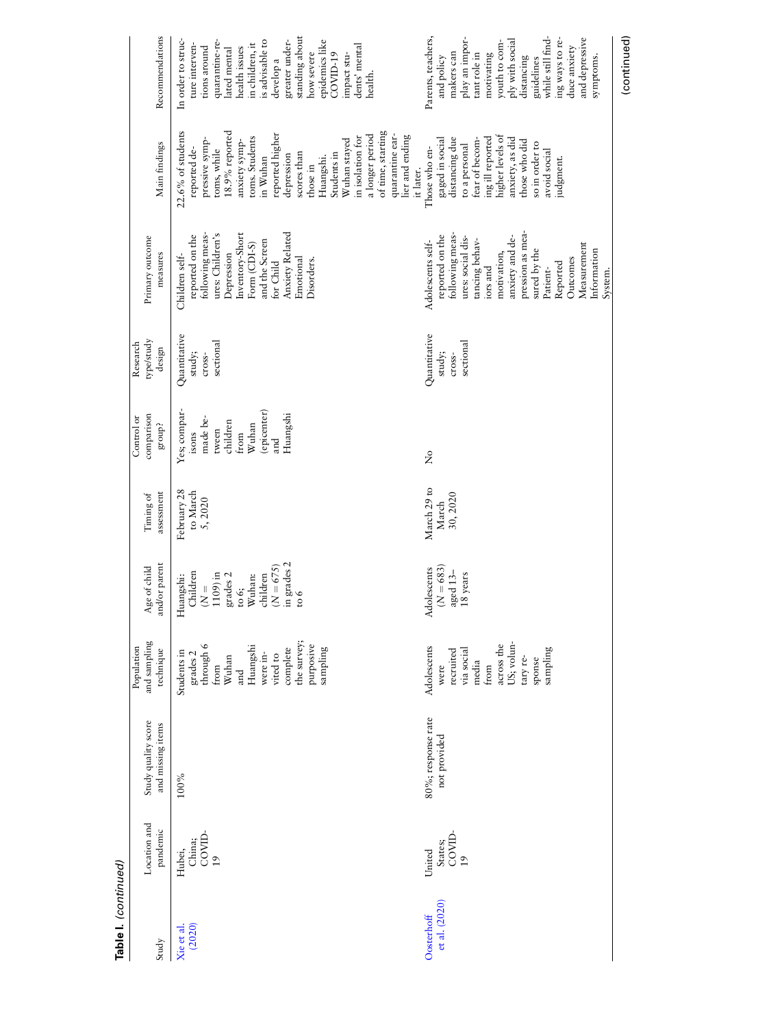**Table I.** *(continued)*

| Study | Location and pandemic | Study quality score and missing items | Population and sampling technique | Age of child and/or parent | Timing of assessment | Control or comparison group? | Research type/study design | Primary outcome measures | Main findings | Recommendations |
|---|---|---|---|---|---|---|---|---|---|---|
| Xie et al. (2020) | Hubei, China; COVID-19 | 100% | Students in grades 2 through 6 from Wuhan and Huangshi were invited to complete the survey; purposive sampling | Huangshi: Children (N = 1109) in grades 2 to 6; Wuhan: children (N = 675) in grades 2 to 6 | February 28 to March 5, 2020 | Yes; comparisons made between children from Wuhan (epicenter) and Huangshi | Quantitative study; cross-sectional | Children self-reported on the following measures: Children's Depression Inventory-Short Form (CDI-S) and the Screen for Child Anxiety Related Emotional Disorders. | 22.6% of students reported depressive symptoms, while 18.9% reported anxiety symptoms. Students in Wuhan reported higher depression scores than those in Huangshi. Students in Wuhan stayed in isolation for a longer period of time, starting quarantine earlier and ending it later. | In order to structure interventions around quarantine-related mental health issues in children, it is advisable to develop a greater understanding about how severe epidemics like COVID-19 impact students' mental health. |
| Oosterhoff et al. (2020) | United States; COVID-19 | 80%; response rate not provided | Adolescents were recruited via social media from across the US; voluntary response sampling | Adolescents (N = 683) aged 13–18 years | March 29 to March 30, 2020 | No | Quantitative study; cross-sectional | Adolescents self-reported on the following measures: social distancing behaviors and motivation, anxiety and depression as measured by the Patient-Reported Outcomes Measurement Information System. | Those who engaged in social distancing due to a personal fear of becoming ill reported higher levels of anxiety, as did those who did so in order to avoid social judgment. | Parents, teachers, and policy makers can play an important role in motivating youth to comply with social distancing guidelines while still finding ways to reduce anxiety and depressive symptoms. |

(continued)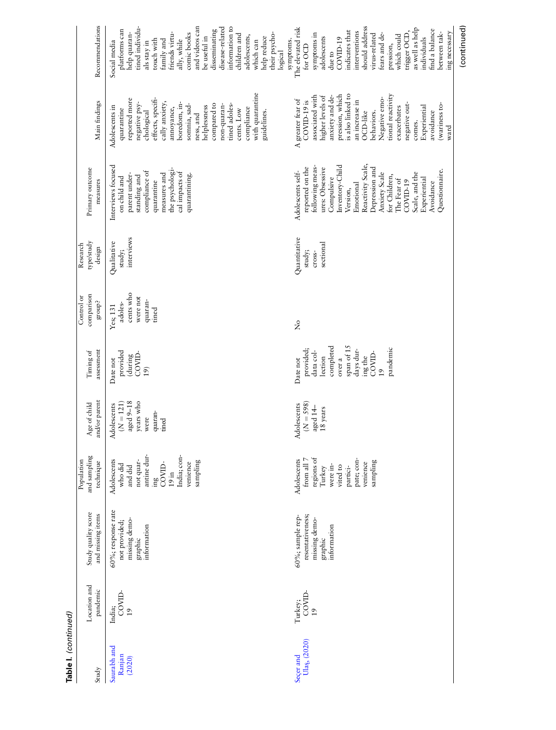**Table 1.** (continued)

| Study | Location and pandemic | Study quality score and missing items | Population and sampling technique | Age of child and/or parent | Timing of assessment | Control or comparison group? | Research type/study design | Primary outcome measures | Main findings | Recommendations |
|---|---|---|---|---|---|---|---|---|---|---|
| Saurabh and Ranjan (2020) | India; COVID-19 | 60%; response rate not provided; missing demographic information | Adolescents who did and did not quarantine during COVID-19 in India; convenience sampling | Adolescents ($N = 121$) aged 9–18 years who were quarantined | Date not provided (during COVID-19) | Yes; 131 adolescents who were not quarantined | Qualitative study; interviews | Interviews focused on child and parent understanding and compliance of quarantine measures and the psychological impacts of quarantining. | Adolescents in quarantine reported more negative psychological effects, specifically anxiety, annoyance, boredom, insomnia, sadness, and helplessness compared to non-quarantined adolescents. Low compliance with quarantine guidelines. | Social media platforms can help quarantined individuals stay in touch with family and friends virtually, while comic books and videos can be useful in disseminating disease-related information to children and adolescents, which can help reduce their psychological symptoms. |
| Seçer and Ulaş, (2020) | Turkey; COVID-19 | 60%; sample representativeness; missing demographic information | Adolescents from all 7 regions of Turkey were invited to participate; convenience sampling | Adolescents ($N = 598$) aged 14–18 years | Date not provided; data collection completed over a span of 15 days during the COVID-19 pandemic | No | Quantitative study; cross-sectional | Adolescents self-reported on the following measures: Obsessive Compulsive Inventory-Child Version, Emotional Reactivity Scale, Depression and Anxiety Scale for Children, The Fear of COVID-19 Scale, and the Experiential Avoidance Questionnaire. | A greater fear of COVID-19 is associated with higher levels of anxiety and depression, which is also linked to an increase in OCD-like behaviors. Negative emotional reactivity exacerbates negative outcomes. Experiential avoidance (wariness toward | The elevated risk for OCD symptoms in adolescents due to COVID-19 indicates that interventions should address virus-related fears and depression, which could trigger OCD, as well as help individuals find a balance between taking necessary |

(continued)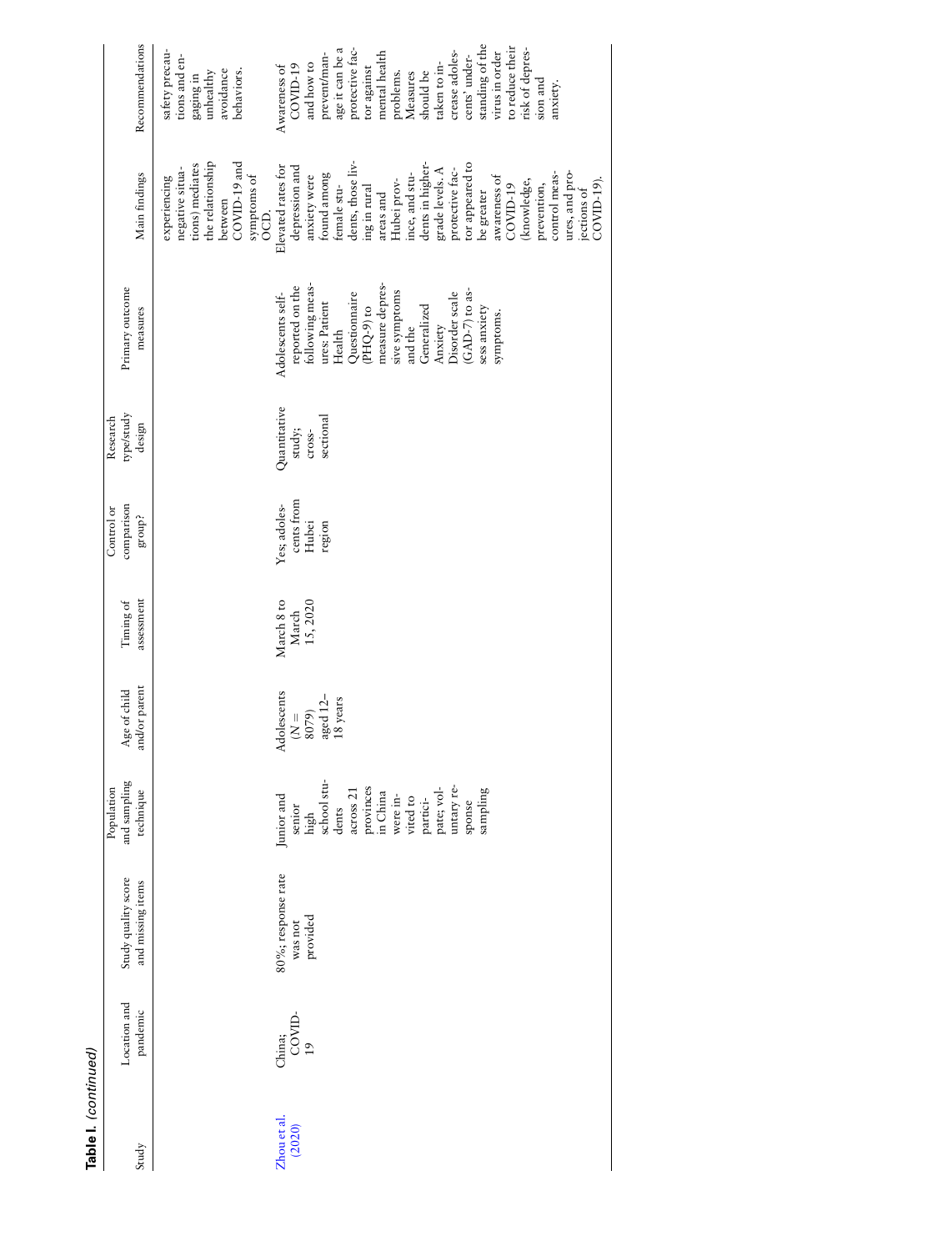**Table I.** *(continued)*

| Study | Location and pandemic | Study quality score and missing items | Population and sampling technique | Age of child and/or parent | Timing of assessment | Control or comparison group? | Research type/study design | Primary outcome measures | Main findings | Recommendations |
|---|---|---|---|---|---|---|---|---|---|---|
| | | | | | | | | | experiencing negative situations) mediates the relationship between COVID-19 and symptoms of OCD. | safety precautions and engaging in unhealthy avoidance behaviors. |
| Zhou et al. (2020) | China; COVID-19 | 80%; response rate was not provided | Junior and senior high school students across 21 provinces in China were invited to participate; voluntary response sampling | Adolescents (N = 8079) aged 12–18 years | March 8 to March 15, 2020 | Yes; adolescents from Hubei region | Quantitative study; cross-sectional | Adolescents self-reported on the following measures: Patient Health Questionnaire (PHQ-9) to measure depressive symptoms and the Generalized Anxiety Disorder scale (GAD-7) to assess anxiety symptoms. | Elevated rates for depression and anxiety were found among female students, those living in rural areas and Hubei province, and students in higher-grade levels. A protective factor appeared to be greater awareness of COVID-19 (knowledge, prevention, control measures, and projections of COVID-19). | Awareness of COVID-19 and how to prevent/manage it can be a protective factor against mental health problems. Measures should be taken to increase adolescents' understanding of the virus in order to reduce their risk of depression and anxiety. |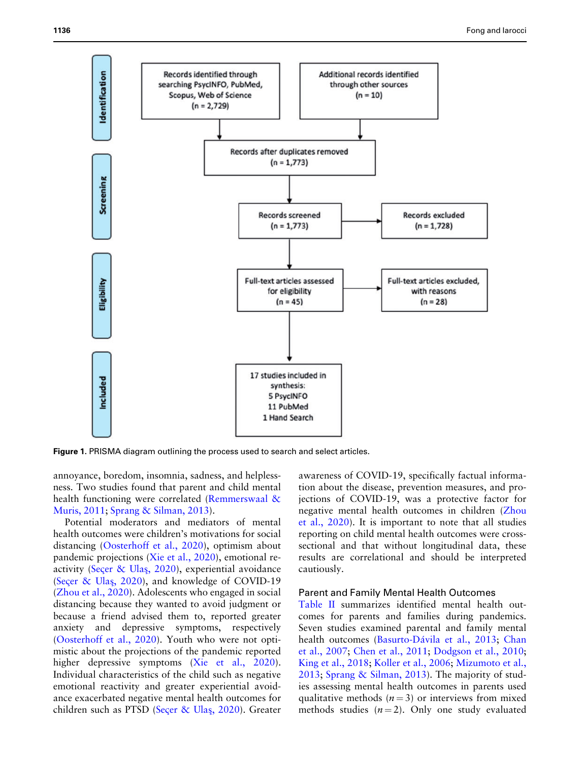**Figure 1.** PRISMA diagram outlining the process used to search and select articles.

annoyance, boredom, insomnia, sadness, and helplessness. Two studies found that parent and child mental health functioning were correlated (Remmerswaal & Muris, 2011; Sprang & Silman, 2013).

Potential moderators and mediators of mental health outcomes were children's motivations for social distancing (Oosterhoff et al., 2020), optimism about pandemic projections (Xie et al., 2020), emotional reactivity (Seçer & Ulaş, 2020), experiential avoidance (Seçer & Ulaş, 2020), and knowledge of COVID-19 (Zhou et al., 2020). Adolescents who engaged in social distancing because they wanted to avoid judgment or because a friend advised them to, reported greater anxiety and depressive symptoms, respectively (Oosterhoff et al., 2020). Youth who were not optimistic about the projections of the pandemic reported higher depressive symptoms (Xie et al., 2020). Individual characteristics of the child such as negative emotional reactivity and greater experiential avoidance exacerbated negative mental health outcomes for children such as PTSD (Seçer & Ulaş, 2020). Greater awareness of COVID-19, specifically factual information about the disease, prevention measures, and projections of COVID-19, was a protective factor for negative mental health outcomes in children (Zhou et al., 2020). It is important to note that all studies reporting on child mental health outcomes were cross-sectional and that without longitudinal data, these results are correlational and should be interpreted cautiously.

## Parent and Family Mental Health Outcomes

Table II summarizes identified mental health outcomes for parents and families during pandemics. Seven studies examined parental and family mental health outcomes (Basurto-Dávila et al., 2013; Chan et al., 2007; Chen et al., 2011; Dodgson et al., 2010; King et al., 2018; Koller et al., 2006; Mizumoto et al., 2013; Sprang & Silman, 2013). The majority of studies assessing mental health outcomes in parents used qualitative methods ($n = 3$) or interviews from mixed methods studies ($n = 2$). Only one study evaluated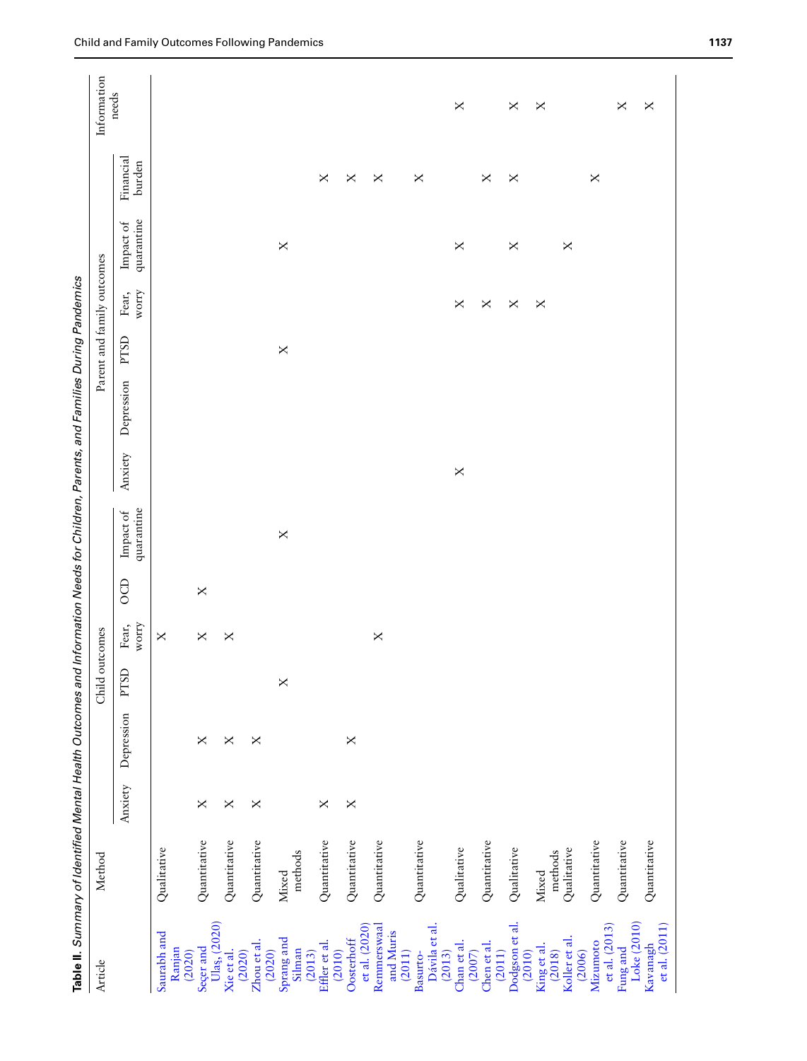**Table II.** *Summary of Identified Mental Health Outcomes and Information Needs for Children, Parents, and Families During Pandemics*

| Article | Method | Child outcomes | | | | | | Parent and family outcomes | | | | | | Information needs |
|---|---|---|---|---|---|---|---|---|---|---|---|---|---|---|
| | | Anxiety | Depression | PTSD | Fear, worry | OCD | Impact of quarantine | Anxiety | Depression | PTSD | Fear, worry | Impact of quarantine | Financial burden | |
| Saurabh and Ranjan (2020) | Qualitative | | | | X | | | | | | | | | |
| Seçer and Ulaş, (2020) | Quantitative | X | X | | X | X | | | | | | | | |
| Xie et al. (2020) | Quantitative | X | X | | X | | | | | | | | | |
| Zhou et al. (2020) | Quantitative | X | X | | | | | | | | | | | |
| Sprang and Silman (2013) | Mixed methods | | | X | | | X | | | X | | X | | |
| Effler et al. (2010) | Quantitative | X | | | | | | | | | | | X | |
| Oosterhoff et al. (2020) | Quantitative | X | X | | | | | | | | | | X | |
| Remmerswaal and Muris (2011) | Quantitative | | | | X | | | | | | | | X | |
| Basurto-Dávila et al. (2013) | Quantitative | | | | | | | | | | | | X | |
| Chan et al. (2007) | Qualitative | | | | | | | X | | | X | X | | X |
| Chen et al. (2011) | Quantitative | | | | | | | | | | X | | X | |
| Dodgson et al. (2010) | Qualitative | | | | | | | | | | X | X | X | X |
| King et al. (2018) | Mixed methods | | | | | | | | | | X | | | X |
| Koller et al. (2006) | Qualitative | | | | | | | | | | | X | | |
| Mizumoto et al. (2013) | Quantitative | | | | | | | | | | | | X | |
| Fung and Loke (2010) | Quantitative | | | | | | | | | | | | | X |
| Kavanagh et al. (2011) | Quantitative | | | | | | | | | | | | | X |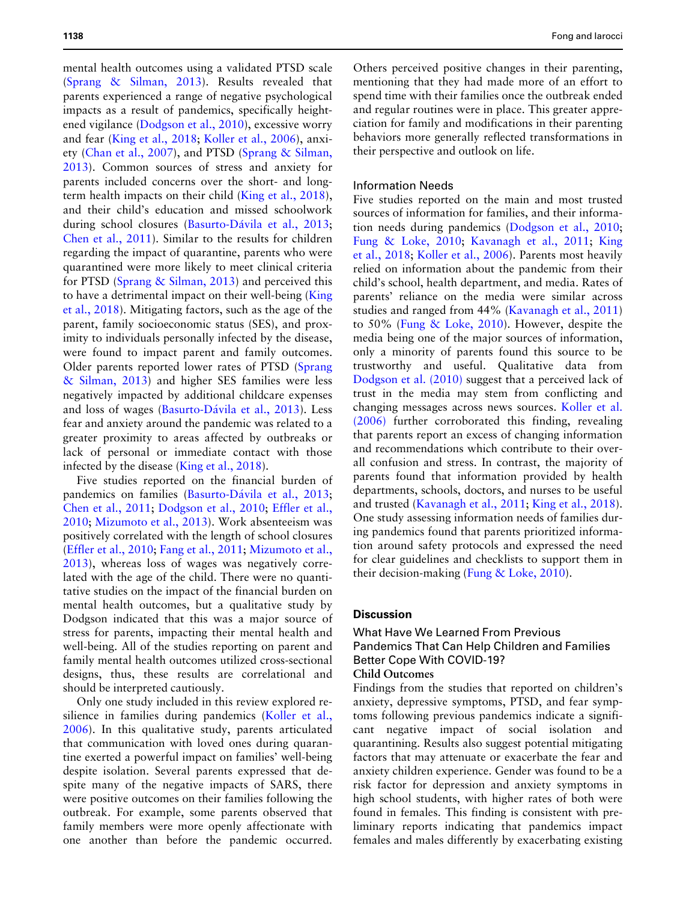mental health outcomes using a validated PTSD scale (Sprang & Silman, 2013). Results revealed that parents experienced a range of negative psychological impacts as a result of pandemics, specifically heightened vigilance (Dodgson et al., 2010), excessive worry and fear (King et al., 2018; Koller et al., 2006), anxiety (Chan et al., 2007), and PTSD (Sprang & Silman, 2013). Common sources of stress and anxiety for parents included concerns over the short- and long-term health impacts on their child (King et al., 2018), and their child's education and missed schoolwork during school closures (Basurto-Dávila et al., 2013; Chen et al., 2011). Similar to the results for children regarding the impact of quarantine, parents who were quarantined were more likely to meet clinical criteria for PTSD (Sprang & Silman, 2013) and perceived this to have a detrimental impact on their well-being (King et al., 2018). Mitigating factors, such as the age of the parent, family socioeconomic status (SES), and proximity to individuals personally infected by the disease, were found to impact parent and family outcomes. Older parents reported lower rates of PTSD (Sprang & Silman, 2013) and higher SES families were less negatively impacted by additional childcare expenses and loss of wages (Basurto-Dávila et al., 2013). Less fear and anxiety around the pandemic was related to a greater proximity to areas affected by outbreaks or lack of personal or immediate contact with those infected by the disease (King et al., 2018).

Five studies reported on the financial burden of pandemics on families (Basurto-Dávila et al., 2013; Chen et al., 2011; Dodgson et al., 2010; Effler et al., 2010; Mizumoto et al., 2013). Work absenteeism was positively correlated with the length of school closures (Effler et al., 2010; Fang et al., 2011; Mizumoto et al., 2013), whereas loss of wages was negatively correlated with the age of the child. There were no quantitative studies on the impact of the financial burden on mental health outcomes, but a qualitative study by Dodgson indicated that this was a major source of stress for parents, impacting their mental health and well-being. All of the studies reporting on parent and family mental health outcomes utilized cross-sectional designs, thus, these results are correlational and should be interpreted cautiously.

Only one study included in this review explored resilience in families during pandemics (Koller et al., 2006). In this qualitative study, parents articulated that communication with loved ones during quarantine exerted a powerful impact on families' well-being despite isolation. Several parents expressed that despite many of the negative impacts of SARS, there were positive outcomes on their families following the outbreak. For example, some parents observed that family members were more openly affectionate with one another than before the pandemic occurred. Others perceived positive changes in their parenting, mentioning that they had made more of an effort to spend time with their families once the outbreak ended and regular routines were in place. This greater appreciation for family and modifications in their parenting behaviors more generally reflected transformations in their perspective and outlook on life.

### Information Needs

Five studies reported on the main and most trusted sources of information for families, and their information needs during pandemics (Dodgson et al., 2010; Fung & Loke, 2010; Kavanagh et al., 2011; King et al., 2018; Koller et al., 2006). Parents most heavily relied on information about the pandemic from their child's school, health department, and media. Rates of parents' reliance on the media were similar across studies and ranged from 44% (Kavanagh et al., 2011) to 50% (Fung & Loke, 2010). However, despite the media being one of the major sources of information, only a minority of parents found this source to be trustworthy and useful. Qualitative data from Dodgson et al. (2010) suggest that a perceived lack of trust in the media may stem from conflicting and changing messages across news sources. Koller et al. (2006) further corroborated this finding, revealing that parents report an excess of changing information and recommendations which contribute to their overall confusion and stress. In contrast, the majority of parents found that information provided by health departments, schools, doctors, and nurses to be useful and trusted (Kavanagh et al., 2011; King et al., 2018). One study assessing information needs of families during pandemics found that parents prioritized information around safety protocols and expressed the need for clear guidelines and checklists to support them in their decision-making (Fung & Loke, 2010).

## Discussion

### What Have We Learned From Previous Pandemics That Can Help Children and Families Better Cope With COVID-19?

#### Child Outcomes

Findings from the studies that reported on children's anxiety, depressive symptoms, PTSD, and fear symptoms following previous pandemics indicate a significant negative impact of social isolation and quarantining. Results also suggest potential mitigating factors that may attenuate or exacerbate the fear and anxiety children experience. Gender was found to be a risk factor for depression and anxiety symptoms in high school students, with higher rates of both were found in females. This finding is consistent with preliminary reports indicating that pandemics impact females and males differently by exacerbating existing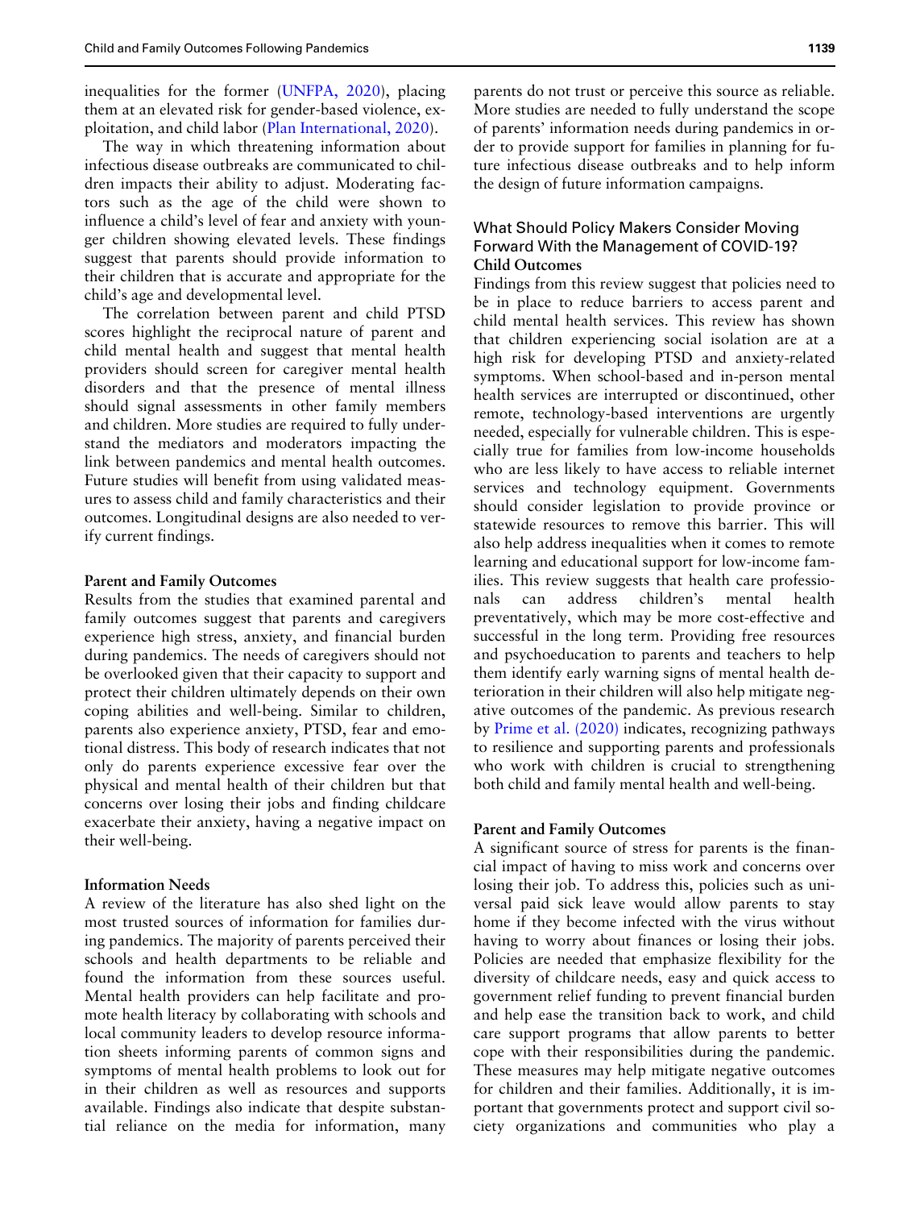inequalities for the former (UNFPA, 2020), placing them at an elevated risk for gender-based violence, exploitation, and child labor (Plan International, 2020).

The way in which threatening information about infectious disease outbreaks are communicated to children impacts their ability to adjust. Moderating factors such as the age of the child were shown to influence a child's level of fear and anxiety with younger children showing elevated levels. These findings suggest that parents should provide information to their children that is accurate and appropriate for the child's age and developmental level.

The correlation between parent and child PTSD scores highlight the reciprocal nature of parent and child mental health and suggest that mental health providers should screen for caregiver mental health disorders and that the presence of mental illness should signal assessments in other family members and children. More studies are required to fully understand the mediators and moderators impacting the link between pandemics and mental health outcomes. Future studies will benefit from using validated measures to assess child and family characteristics and their outcomes. Longitudinal designs are also needed to verify current findings.

#### Parent and Family Outcomes

Results from the studies that examined parental and family outcomes suggest that parents and caregivers experience high stress, anxiety, and financial burden during pandemics. The needs of caregivers should not be overlooked given that their capacity to support and protect their children ultimately depends on their own coping abilities and well-being. Similar to children, parents also experience anxiety, PTSD, fear and emotional distress. This body of research indicates that not only do parents experience excessive fear over the physical and mental health of their children but that concerns over losing their jobs and finding childcare exacerbate their anxiety, having a negative impact on their well-being.

#### Information Needs

A review of the literature has also shed light on the most trusted sources of information for families during pandemics. The majority of parents perceived their schools and health departments to be reliable and found the information from these sources useful. Mental health providers can help facilitate and promote health literacy by collaborating with schools and local community leaders to develop resource information sheets informing parents of common signs and symptoms of mental health problems to look out for in their children as well as resources and supports available. Findings also indicate that despite substantial reliance on the media for information, many parents do not trust or perceive this source as reliable. More studies are needed to fully understand the scope of parents' information needs during pandemics in order to provide support for families in planning for future infectious disease outbreaks and to help inform the design of future information campaigns.

### What Should Policy Makers Consider Moving Forward With the Management of COVID-19?

#### Child Outcomes

Findings from this review suggest that policies need to be in place to reduce barriers to access parent and child mental health services. This review has shown that children experiencing social isolation are at a high risk for developing PTSD and anxiety-related symptoms. When school-based and in-person mental health services are interrupted or discontinued, other remote, technology-based interventions are urgently needed, especially for vulnerable children. This is especially true for families from low-income households who are less likely to have access to reliable internet services and technology equipment. Governments should consider legislation to provide province or statewide resources to remove this barrier. This will also help address inequalities when it comes to remote learning and educational support for low-income families. This review suggests that health care professionals can address children's mental health preventatively, which may be more cost-effective and successful in the long term. Providing free resources and psychoeducation to parents and teachers to help them identify early warning signs of mental health deterioration in their children will also help mitigate negative outcomes of the pandemic. As previous research by Prime et al. (2020) indicates, recognizing pathways to resilience and supporting parents and professionals who work with children is crucial to strengthening both child and family mental health and well-being.

#### Parent and Family Outcomes

A significant source of stress for parents is the financial impact of having to miss work and concerns over losing their job. To address this, policies such as universal paid sick leave would allow parents to stay home if they become infected with the virus without having to worry about finances or losing their jobs. Policies are needed that emphasize flexibility for the diversity of childcare needs, easy and quick access to government relief funding to prevent financial burden and help ease the transition back to work, and child care support programs that allow parents to better cope with their responsibilities during the pandemic. These measures may help mitigate negative outcomes for children and their families. Additionally, it is important that governments protect and support civil society organizations and communities who play a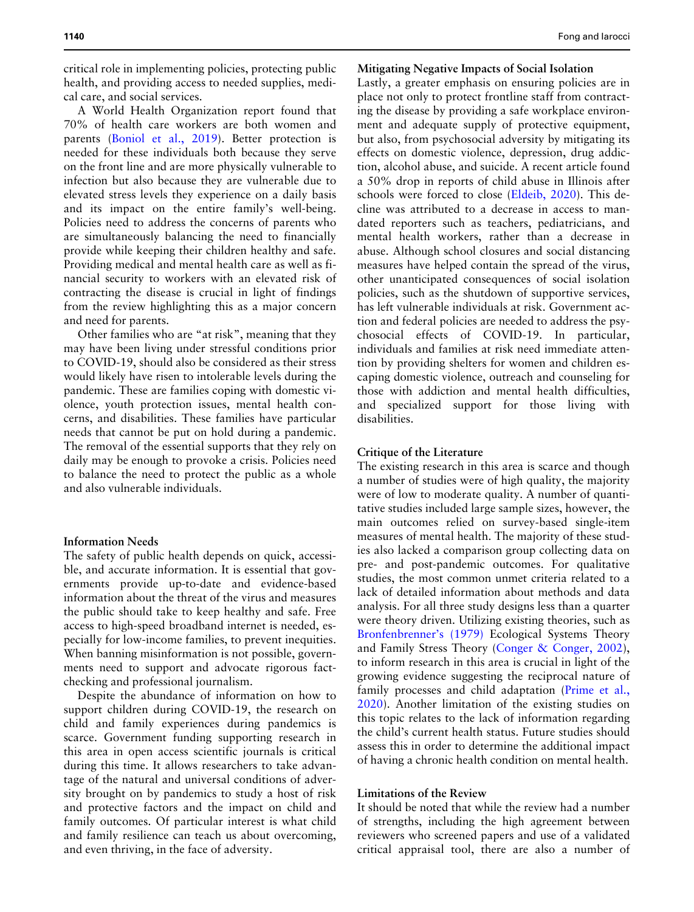critical role in implementing policies, protecting public health, and providing access to needed supplies, medical care, and social services.

A World Health Organization report found that 70% of health care workers are both women and parents (Boniol et al., 2019). Better protection is needed for these individuals both because they serve on the front line and are more physically vulnerable to infection but also because they are vulnerable due to elevated stress levels they experience on a daily basis and its impact on the entire family's well-being. Policies need to address the concerns of parents who are simultaneously balancing the need to financially provide while keeping their children healthy and safe. Providing medical and mental health care as well as financial security to workers with an elevated risk of contracting the disease is crucial in light of findings from the review highlighting this as a major concern and need for parents.

Other families who are "at risk", meaning that they may have been living under stressful conditions prior to COVID-19, should also be considered as their stress would likely have risen to intolerable levels during the pandemic. These are families coping with domestic violence, youth protection issues, mental health concerns, and disabilities. These families have particular needs that cannot be put on hold during a pandemic. The removal of the essential supports that they rely on daily may be enough to provoke a crisis. Policies need to balance the need to protect the public as a whole and also vulnerable individuals.

### Information Needs

The safety of public health depends on quick, accessible, and accurate information. It is essential that governments provide up-to-date and evidence-based information about the threat of the virus and measures the public should take to keep healthy and safe. Free access to high-speed broadband internet is needed, especially for low-income families, to prevent inequities. When banning misinformation is not possible, governments need to support and advocate rigorous fact-checking and professional journalism.

Despite the abundance of information on how to support children during COVID-19, the research on child and family experiences during pandemics is scarce. Government funding supporting research in this area in open access scientific journals is critical during this time. It allows researchers to take advantage of the natural and universal conditions of adversity brought on by pandemics to study a host of risk and protective factors and the impact on child and family outcomes. Of particular interest is what child and family resilience can teach us about overcoming, and even thriving, in the face of adversity.

### Mitigating Negative Impacts of Social Isolation

Lastly, a greater emphasis on ensuring policies are in place not only to protect frontline staff from contracting the disease by providing a safe workplace environment and adequate supply of protective equipment, but also, from psychosocial adversity by mitigating its effects on domestic violence, depression, drug addiction, alcohol abuse, and suicide. A recent article found a 50% drop in reports of child abuse in Illinois after schools were forced to close (Eldeib, 2020). This decline was attributed to a decrease in access to mandated reporters such as teachers, pediatricians, and mental health workers, rather than a decrease in abuse. Although school closures and social distancing measures have helped contain the spread of the virus, other unanticipated consequences of social isolation policies, such as the shutdown of supportive services, has left vulnerable individuals at risk. Government action and federal policies are needed to address the psychosocial effects of COVID-19. In particular, individuals and families at risk need immediate attention by providing shelters for women and children escaping domestic violence, outreach and counseling for those with addiction and mental health difficulties, and specialized support for those living with disabilities.

### Critique of the Literature

The existing research in this area is scarce and though a number of studies were of high quality, the majority were of low to moderate quality. A number of quantitative studies included large sample sizes, however, the main outcomes relied on survey-based single-item measures of mental health. The majority of these studies also lacked a comparison group collecting data on pre- and post-pandemic outcomes. For qualitative studies, the most common unmet criteria related to a lack of detailed information about methods and data analysis. For all three study designs less than a quarter were theory driven. Utilizing existing theories, such as Bronfenbrenner's (1979) Ecological Systems Theory and Family Stress Theory (Conger & Conger, 2002), to inform research in this area is crucial in light of the growing evidence suggesting the reciprocal nature of family processes and child adaptation (Prime et al., 2020). Another limitation of the existing studies on this topic relates to the lack of information regarding the child's current health status. Future studies should assess this in order to determine the additional impact of having a chronic health condition on mental health.

### Limitations of the Review

It should be noted that while the review had a number of strengths, including the high agreement between reviewers who screened papers and use of a validated critical appraisal tool, there are also a number of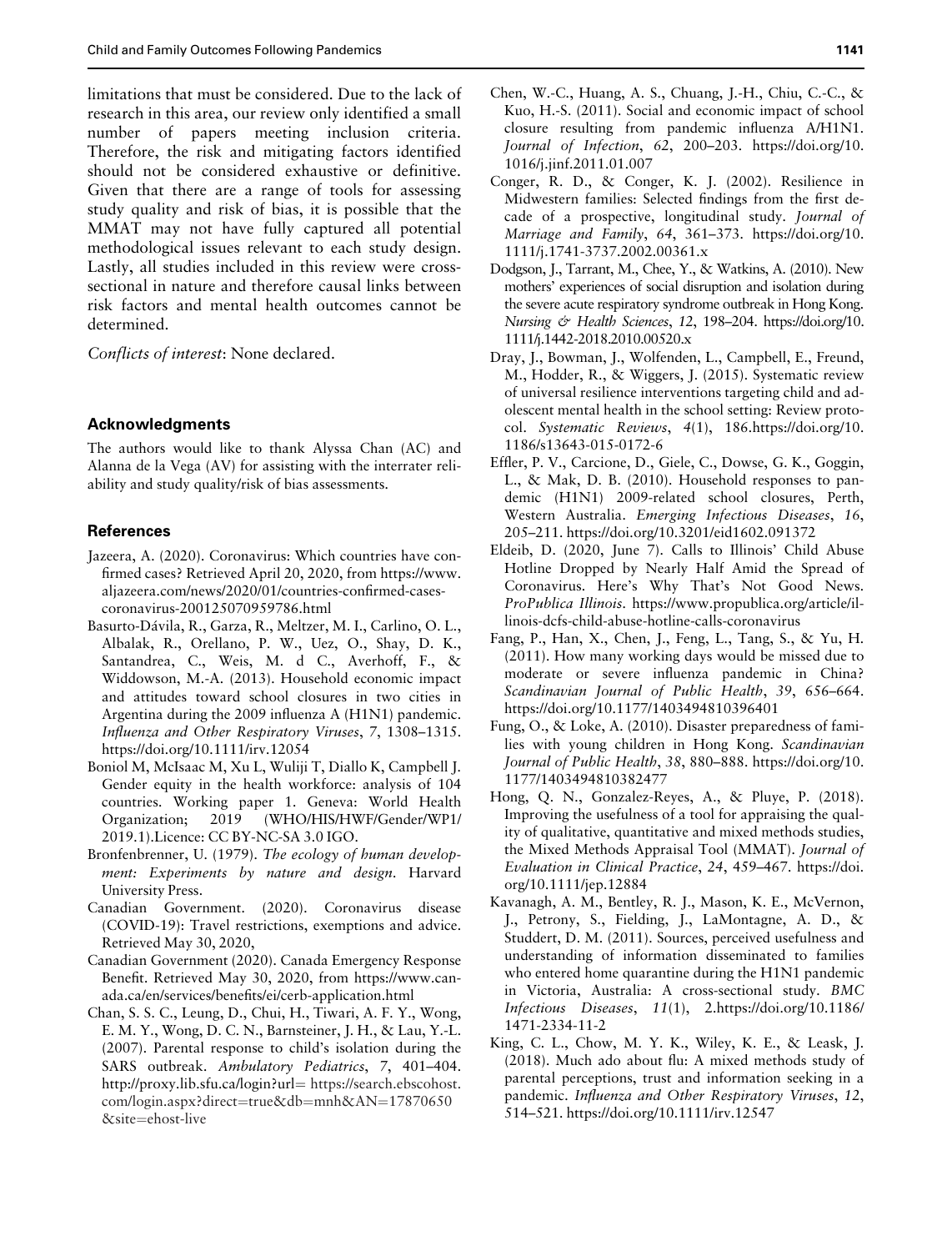limitations that must be considered. Due to the lack of research in this area, our review only identified a small number of papers meeting inclusion criteria. Therefore, the risk and mitigating factors identified should not be considered exhaustive or definitive. Given that there are a range of tools for assessing study quality and risk of bias, it is possible that the MMAT may not have fully captured all potential methodological issues relevant to each study design. Lastly, all studies included in this review were cross-sectional in nature and therefore causal links between risk factors and mental health outcomes cannot be determined.

*Conflicts of interest*: None declared.

## Acknowledgments

The authors would like to thank Alyssa Chan (AC) and Alanna de la Vega (AV) for assisting with the interrater reliability and study quality/risk of bias assessments.

## References

Jazeera, A. (2020). Coronavirus: Which countries have confirmed cases? Retrieved April 20, 2020, from https://www.aljazeera.com/news/2020/01/countries-confirmed-cases-coronavirus-200125070959786.html

Basurto-Dávila, R., Garza, R., Meltzer, M. I., Carlino, O. L., Albalak, R., Orellano, P. W., Uez, O., Shay, D. K., Santandrea, C., Weis, M. d C., Averhoff, F., & Widdowson, M.-A. (2013). Household economic impact and attitudes toward school closures in two cities in Argentina during the 2009 influenza A (H1N1) pandemic. *Influenza and Other Respiratory Viruses*, *7*, 1308–1315. https://doi.org/10.1111/irv.12054

Boniol M, McIsaac M, Xu L, Wuliji T, Diallo K, Campbell J. Gender equity in the health workforce: analysis of 104 countries. Working paper 1. Geneva: World Health Organization; 2019 (WHO/HIS/HWF/Gender/WP1/2019.1).Licence: CC BY-NC-SA 3.0 IGO.

Bronfenbrenner, U. (1979). *The ecology of human development: Experiments by nature and design*. Harvard University Press.

Canadian Government. (2020). Coronavirus disease (COVID-19): Travel restrictions, exemptions and advice. Retrieved May 30, 2020,

Canadian Government (2020). Canada Emergency Response Benefit. Retrieved May 30, 2020, from https://www.canada.ca/en/services/benefits/ei/cerb-application.html

Chan, S. S. C., Leung, D., Chui, H., Tiwari, A. F. Y., Wong, E. M. Y., Wong, D. C. N., Barnsteiner, J. H., & Lau, Y.-L. (2007). Parental response to child's isolation during the SARS outbreak. *Ambulatory Pediatrics*, *7*, 401–404. http://proxy.lib.sfu.ca/login?url= https://search.ebscohost.com/login.aspx?direct=true&db=mnh&AN=17870650&site=ehost-live

Chen, W.-C., Huang, A. S., Chuang, J.-H., Chiu, C.-C., & Kuo, H.-S. (2011). Social and economic impact of school closure resulting from pandemic influenza A/H1N1. *Journal of Infection*, *62*, 200–203. https://doi.org/10.1016/j.jinf.2011.01.007

Conger, R. D., & Conger, K. J. (2002). Resilience in Midwestern families: Selected findings from the first decade of a prospective, longitudinal study. *Journal of Marriage and Family*, *64*, 361–373. https://doi.org/10.1111/j.1741-3737.2002.00361.x

Dodgson, J., Tarrant, M., Chee, Y., & Watkins, A. (2010). New mothers' experiences of social disruption and isolation during the severe acute respiratory syndrome outbreak in Hong Kong. *Nursing & Health Sciences*, *12*, 198–204. https://doi.org/10.1111/j.1442-2018.2010.00520.x

Dray, J., Bowman, J., Wolfenden, L., Campbell, E., Freund, M., Hodder, R., & Wiggers, J. (2015). Systematic review of universal resilience interventions targeting child and adolescent mental health in the school setting: Review protocol. *Systematic Reviews*, *4*(1), 186.https://doi.org/10.1186/s13643-015-0172-6

Effler, P. V., Carcione, D., Giele, C., Dowse, G. K., Goggin, L., & Mak, D. B. (2010). Household responses to pandemic (H1N1) 2009-related school closures, Perth, Western Australia. *Emerging Infectious Diseases*, *16*, 205–211. https://doi.org/10.3201/eid1602.091372

Eldeib, D. (2020, June 7). Calls to Illinois' Child Abuse Hotline Dropped by Nearly Half Amid the Spread of Coronavirus. Here's Why That's Not Good News. *ProPublica Illinois*. https://www.propublica.org/article/illinois-dcfs-child-abuse-hotline-calls-coronavirus

Fang, P., Han, X., Chen, J., Feng, L., Tang, S., & Yu, H. (2011). How many working days would be missed due to moderate or severe influenza pandemic in China? *Scandinavian Journal of Public Health*, *39*, 656–664. https://doi.org/10.1177/1403494810396401

Fung, O., & Loke, A. (2010). Disaster preparedness of families with young children in Hong Kong. *Scandinavian Journal of Public Health*, *38*, 880–888. https://doi.org/10.1177/1403494810382477

Hong, Q. N., Gonzalez-Reyes, A., & Pluye, P. (2018). Improving the usefulness of a tool for appraising the quality of qualitative, quantitative and mixed methods studies, the Mixed Methods Appraisal Tool (MMAT). *Journal of Evaluation in Clinical Practice*, *24*, 459–467. https://doi.org/10.1111/jep.12884

Kavanagh, A. M., Bentley, R. J., Mason, K. E., McVernon, J., Petrony, S., Fielding, J., LaMontagne, A. D., & Studdert, D. M. (2011). Sources, perceived usefulness and understanding of information disseminated to families who entered home quarantine during the H1N1 pandemic in Victoria, Australia: A cross-sectional study. *BMC Infectious Diseases*, *11*(1), 2.https://doi.org/10.1186/1471-2334-11-2

King, C. L., Chow, M. Y. K., Wiley, K. E., & Leask, J. (2018). Much ado about flu: A mixed methods study of parental perceptions, trust and information seeking in a pandemic. *Influenza and Other Respiratory Viruses*, *12*, 514–521. https://doi.org/10.1111/irv.12547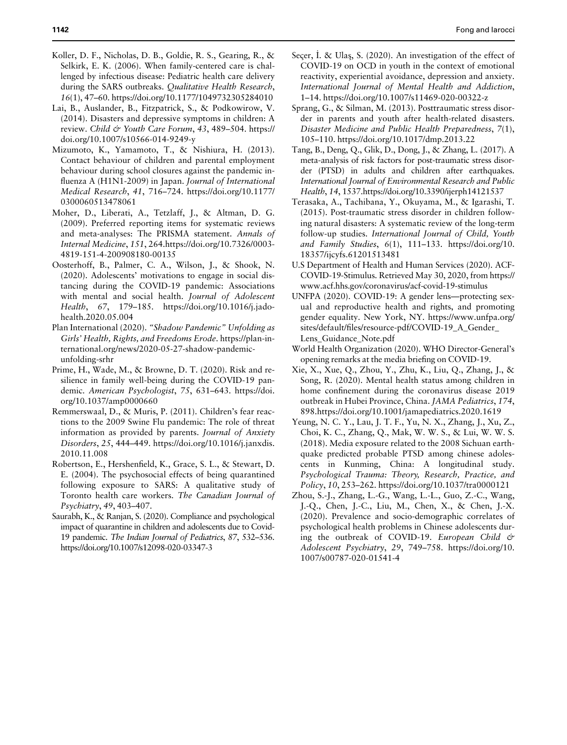Koller, D. F., Nicholas, D. B., Goldie, R. S., Gearing, R., & Selkirk, E. K. (2006). When family-centered care is challenged by infectious disease: Pediatric health care delivery during the SARS outbreaks. *Qualitative Health Research*, *16*(1), 47–60. https://doi.org/10.1177/1049732305284010

Lai, B., Auslander, B., Fitzpatrick, S., & Podkowirow, V. (2014). Disasters and depressive symptoms in children: A review. *Child & Youth Care Forum*, *43*, 489–504. https://doi.org/10.1007/s10566-014-9249-y

Mizumoto, K., Yamamoto, T., & Nishiura, H. (2013). Contact behaviour of children and parental employment behaviour during school closures against the pandemic influenza A (H1N1-2009) in Japan. *Journal of International Medical Research*, *41*, 716–724. https://doi.org/10.1177/0300060513478061

Moher, D., Liberati, A., Tetzlaff, J., & Altman, D. G. (2009). Preferred reporting items for systematic reviews and meta-analyses: The PRISMA statement. *Annals of Internal Medicine*, *151*, 264.https://doi.org/10.7326/0003-4819-151-4-200908180-00135

Oosterhoff, B., Palmer, C. A., Wilson, J., & Shook, N. (2020). Adolescents' motivations to engage in social distancing during the COVID-19 pandemic: Associations with mental and social health. *Journal of Adolescent Health*, *67*, 179–185. https://doi.org/10.1016/j.jadohealth.2020.05.004

Plan International (2020). *"Shadow Pandemic" Unfolding as Girls' Health, Rights, and Freedoms Erode*. https://plan-international.org/news/2020-05-27-shadow-pandemic-unfolding-srhr

Prime, H., Wade, M., & Browne, D. T. (2020). Risk and resilience in family well-being during the COVID-19 pandemic. *American Psychologist*, *75*, 631–643. https://doi.org/10.1037/amp0000660

Remmerswaal, D., & Muris, P. (2011). Children's fear reactions to the 2009 Swine Flu pandemic: The role of threat information as provided by parents. *Journal of Anxiety Disorders*, *25*, 444–449. https://doi.org/10.1016/j.janxdis.2010.11.008

Robertson, E., Hershenfield, K., Grace, S. L., & Stewart, D. E. (2004). The psychosocial effects of being quarantined following exposure to SARS: A qualitative study of Toronto health care workers. *The Canadian Journal of Psychiatry*, *49*, 403–407.

Saurabh, K., & Ranjan, S. (2020). Compliance and psychological impact of quarantine in children and adolescents due to Covid-19 pandemic. *The Indian Journal of Pediatrics*, *87*, 532–536. https://doi.org/10.1007/s12098-020-03347-3

Seçer, İ. & Ulaş, S. (2020). An investigation of the effect of COVID-19 on OCD in youth in the context of emotional reactivity, experiential avoidance, depression and anxiety. *International Journal of Mental Health and Addiction*, 1–14. https://doi.org/10.1007/s11469-020-00322-z

Sprang, G., & Silman, M. (2013). Posttraumatic stress disorder in parents and youth after health-related disasters. *Disaster Medicine and Public Health Preparedness*, *7*(1), 105–110. https://doi.org/10.1017/dmp.2013.22

Tang, B., Deng, Q., Glik, D., Dong, J., & Zhang, L. (2017). A meta-analysis of risk factors for post-traumatic stress disorder (PTSD) in adults and children after earthquakes. *International Journal of Environmental Research and Public Health*, *14*, 1537.https://doi.org/10.3390/ijerph14121537

Terasaka, A., Tachibana, Y., Okuyama, M., & Igarashi, T. (2015). Post-traumatic stress disorder in children following natural disasters: A systematic review of the long-term follow-up studies. *International Journal of Child, Youth and Family Studies*, *6*(1), 111–133. https://doi.org/10.18357/ijcyfs.61201513481

U.S Department of Health and Human Services (2020). ACF-COVID-19-Stimulus. Retrieved May 30, 2020, from https://www.acf.hhs.gov/coronavirus/acf-covid-19-stimulus

UNFPA (2020). COVID-19: A gender lens—protecting sexual and reproductive health and rights, and promoting gender equality. New York, NY. https://www.unfpa.org/sites/default/files/resource-pdf/COVID-19_A_Gender_Lens_Guidance_Note.pdf

World Health Organization (2020). WHO Director-General's opening remarks at the media briefing on COVID-19.

Xie, X., Xue, Q., Zhou, Y., Zhu, K., Liu, Q., Zhang, J., & Song, R. (2020). Mental health status among children in home confinement during the coronavirus disease 2019 outbreak in Hubei Province, China. *JAMA Pediatrics*, *174*, 898.https://doi.org/10.1001/jamapediatrics.2020.1619

Yeung, N. C. Y., Lau, J. T. F., Yu, N. X., Zhang, J., Xu, Z., Choi, K. C., Zhang, Q., Mak, W. W. S., & Lui, W. W. S. (2018). Media exposure related to the 2008 Sichuan earthquake predicted probable PTSD among chinese adolescents in Kunming, China: A longitudinal study. *Psychological Trauma: Theory, Research, Practice, and Policy*, *10*, 253–262. https://doi.org/10.1037/tra0000121

Zhou, S.-J., Zhang, L.-G., Wang, L.-L., Guo, Z.-C., Wang, J.-Q., Chen, J.-C., Liu, M., Chen, X., & Chen, J.-X. (2020). Prevalence and socio-demographic correlates of psychological health problems in Chinese adolescents during the outbreak of COVID-19. *European Child & Adolescent Psychiatry*, *29*, 749–758. https://doi.org/10.1007/s00787-020-01541-4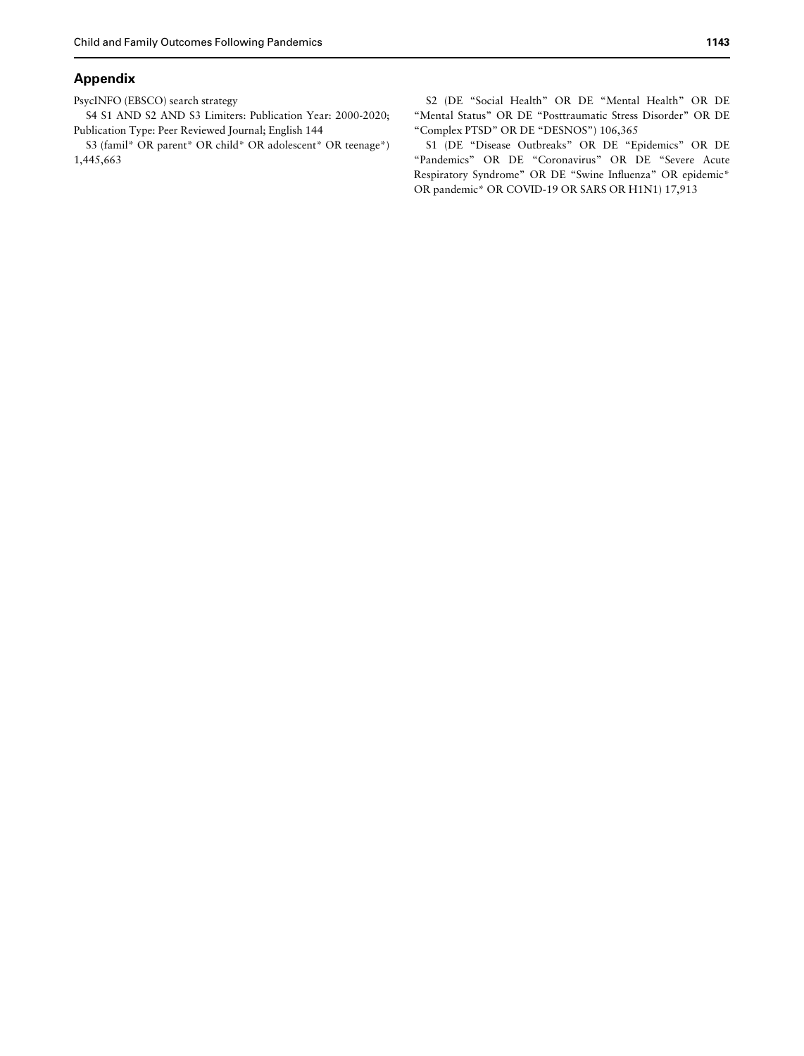## Appendix

PsycINFO (EBSCO) search strategy

S4 S1 AND S2 AND S3 Limiters: Publication Year: 2000-2020; Publication Type: Peer Reviewed Journal; English 144

S3 (famil* OR parent* OR child* OR adolescent* OR teenage*) 1,445,663

S2 (DE "Social Health" OR DE "Mental Health" OR DE "Mental Status" OR DE "Posttraumatic Stress Disorder" OR DE "Complex PTSD" OR DE "DESNOS") 106,365

S1 (DE "Disease Outbreaks" OR DE "Epidemics" OR DE "Pandemics" OR DE "Coronavirus" OR DE "Severe Acute Respiratory Syndrome" OR DE "Swine Influenza" OR epidemic* OR pandemic* OR COVID-19 OR SARS OR H1N1) 17,913